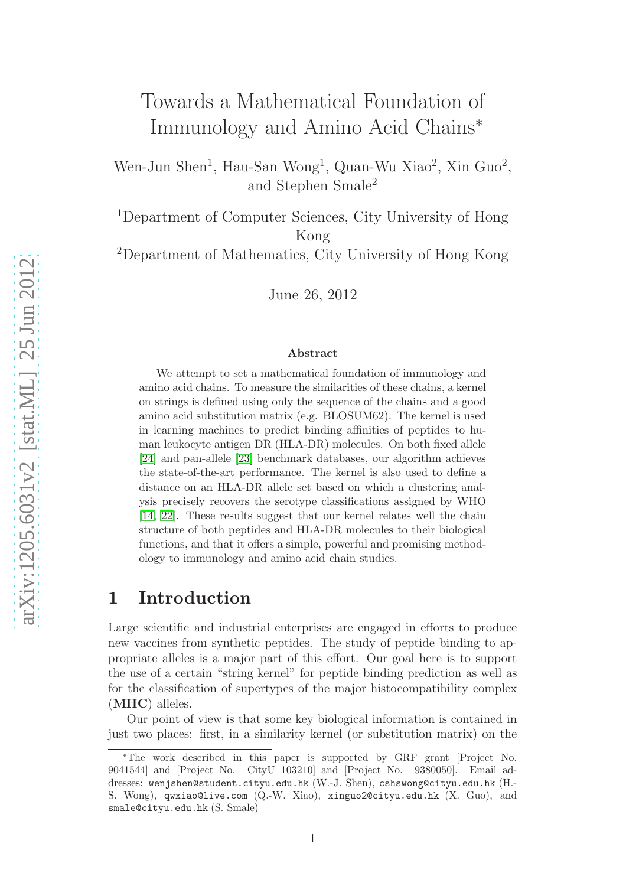# Towards a Mathematical Foundation of Immunology and Amino Acid Chains*

Wen-Jun Shen[1], Hau-San Wong[1], Quan-Wu Xiao[2], Xin Guo[2], and Stephen Smale[2]

[1]Department of Computer Sciences, City University of Hong Kong

[2]Department of Mathematics, City University of Hong Kong

June 26, 2012

### Abstract

We attempt to set a mathematical foundation of immunology and amino acid chains. To measure the similarities of these chains, a kernel on strings is defined using only the sequence of the chains and a good amino acid substitution matrix (e.g. BLOSUM62). The kernel is used in learning machines to predict binding affinities of peptides to human leukocyte antigen DR (HLA-DR) molecules. On both fixed allele [24] and pan-allele [23] benchmark databases, our algorithm achieves the state-of-the-art performance. The kernel is also used to define a distance on an HLA-DR allele set based on which a clustering analysis precisely recovers the serotype classifications assigned by WHO [14, 22]. These results suggest that our kernel relates well the chain structure of both peptides and HLA-DR molecules to their biological functions, and that it offers a simple, powerful and promising methodology to immunology and amino acid chain studies.

## 1 Introduction

Large scientific and industrial enterprises are engaged in efforts to produce new vaccines from synthetic peptides. The study of peptide binding to appropriate alleles is a major part of this effort. Our goal here is to support the use of a certain "string kernel" for peptide binding prediction as well as for the classification of supertypes of the major histocompatibility complex (**MHC**) alleles.

Our point of view is that some key biological information is contained in just two places: first, in a similarity kernel (or substitution matrix) on the

*The work described in this paper is supported by GRF grant [Project No. 9041544] and [Project No. CityU 103210] and [Project No. 9380050]. Email addresses: wenjshen@student.cityu.edu.hk (W.-J. Shen), cshswong@cityu.edu.hk (H.-S. Wong), qwxiao@live.com (Q.-W. Xiao), xinguo2@cityu.edu.hk (X. Guo), and smale@cityu.edu.hk (S. Smale)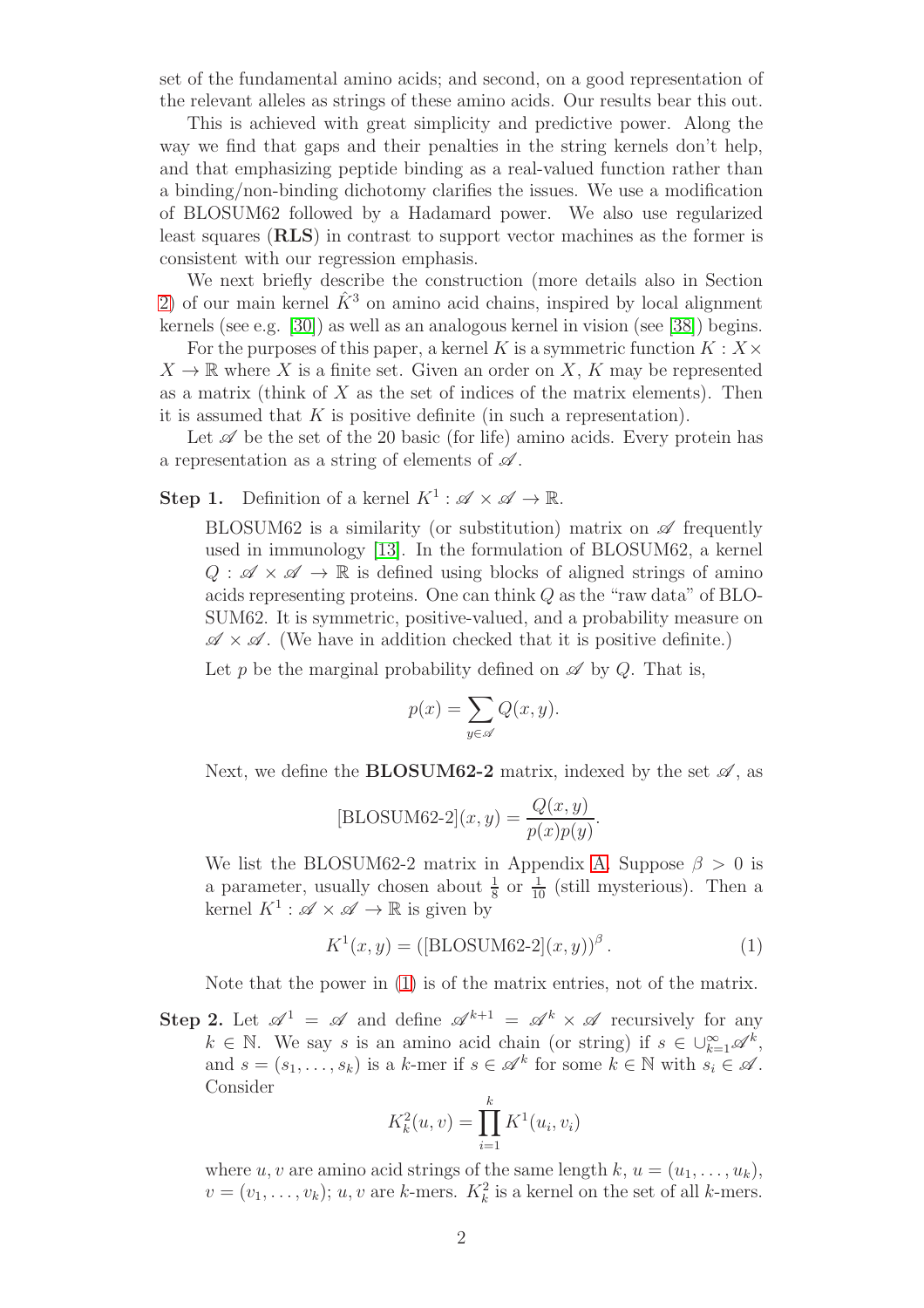set of the fundamental amino acids; and second, on a good representation of the relevant alleles as strings of these amino acids. Our results bear this out.

This is achieved with great simplicity and predictive power. Along the way we find that gaps and their penalties in the string kernels don't help, and that emphasizing peptide binding as a real-valued function rather than a binding/non-binding dichotomy clarifies the issues. We use a modification of BLOSUM62 followed by a Hadamard power. We also use regularized least squares (**RLS**) in contrast to support vector machines as the former is consistent with our regression emphasis.

We next briefly describe the construction (more details also in Section 2) of our main kernel $\hat{K}^3$ on amino acid chains, inspired by local alignment kernels (see e.g. [30]) as well as an analogous kernel in vision (see [38]) begins.

For the purposes of this paper, a kernel $K$ is a symmetric function $K : X \times X \to \mathbb{R}$ where $X$ is a finite set. Given an order on $X$, $K$ may be represented as a matrix (think of $X$ as the set of indices of the matrix elements). Then it is assumed that $K$ is positive definite (in such a representation).

Let $\mathscr{A}$ be the set of the 20 basic (for life) amino acids. Every protein has a representation as a string of elements of $\mathscr{A}$.

**Step 1.** Definition of a kernel $K^1 : \mathscr{A} \times \mathscr{A} \to \mathbb{R}$.

BLOSUM62 is a similarity (or substitution) matrix on $\mathscr{A}$ frequently used in immunology [13]. In the formulation of BLOSUM62, a kernel $Q : \mathscr{A} \times \mathscr{A} \to \mathbb{R}$ is defined using blocks of aligned strings of amino acids representing proteins. One can think $Q$ as the "raw data" of BLOSUM62. It is symmetric, positive-valued, and a probability measure on $\mathscr{A} \times \mathscr{A}$. (We have in addition checked that it is positive definite.)

Let $p$ be the marginal probability defined on $\mathscr{A}$ by $Q$. That is,

$$p(x) = \sum_{y \in \mathscr{A}} Q(x, y).$$

Next, we define the **BLOSUM62-2** matrix, indexed by the set $\mathscr{A}$, as

$$[\text{BLOSUM62-2}](x, y) = \frac{Q(x, y)}{p(x)p(y)}.$$

We list the BLOSUM62-2 matrix in Appendix A. Suppose $\beta > 0$ is a parameter, usually chosen about $\frac{1}{8}$ or $\frac{1}{10}$ (still mysterious). Then a kernel $K^1 : \mathscr{A} \times \mathscr{A} \to \mathbb{R}$ is given by

$$K^1(x, y) = \left([\text{BLOSUM62-2}](x, y)\right)^{\beta}. \tag{1}$$

Note that the power in (1) is of the matrix entries, not of the matrix.

**Step 2.** Let $\mathscr{A}^1 = \mathscr{A}$ and define $\mathscr{A}^{k+1} = \mathscr{A}^k \times \mathscr{A}$ recursively for any $k \in \mathbb{N}$. We say $s$ is an amino acid chain (or string) if $s \in \cup_{k=1}^{\infty} \mathscr{A}^k$, and $s = (s_1, \ldots, s_k)$ is a $k$-mer if $s \in \mathscr{A}^k$ for some $k \in \mathbb{N}$ with $s_i \in \mathscr{A}$. Consider

$$K_k^2(u, v) = \prod_{i=1}^{k} K^1(u_i, v_i)$$

where $u, v$ are amino acid strings of the same length $k$, $u = (u_1, \ldots, u_k)$, $v = (v_1, \ldots, v_k)$; $u, v$ are $k$-mers. $K_k^2$ is a kernel on the set of all $k$-mers.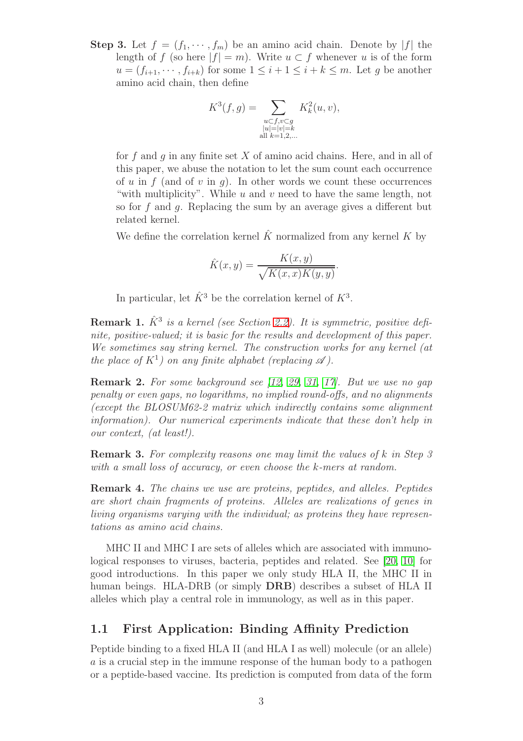**Step 3.** Let $f = (f_1, \cdots, f_m)$ be an amino acid chain. Denote by $|f|$ the length of $f$ (so here $|f| = m$). Write $u \subset f$ whenever $u$ is of the form $u = (f_{i+1}, \cdots, f_{i+k})$ for some $1 \leq i+1 \leq i+k \leq m$. Let $g$ be another amino acid chain, then define

$$K^3(f,g) = \sum_{\substack{u \subset f, v \subset g \\ |u|=|v|=k \\ \text{all } k=1,2,\ldots}} K_k^2(u,v),$$

for $f$ and $g$ in any finite set $X$ of amino acid chains. Here, and in all of this paper, we abuse the notation to let the sum count each occurrence of $u$ in $f$ (and of $v$ in $g$). In other words we count these occurrences "with multiplicity". While $u$ and $v$ need to have the same length, not so for $f$ and $g$. Replacing the sum by an average gives a different but related kernel.

We define the correlation kernel $\hat{K}$ normalized from any kernel $K$ by

$$\hat{K}(x,y) = \frac{K(x,y)}{\sqrt{K(x,x)K(y,y)}}.$$

In particular, let $\hat{K}^3$ be the correlation kernel of $K^3$.

**Remark 1.** *$\hat{K}^3$ is a kernel (see Section 2.2). It is symmetric, positive definite, positive-valued; it is basic for the results and development of this paper. We sometimes say string kernel. The construction works for any kernel (at the place of $K^1$) on any finite alphabet (replacing $\mathscr{A}$).*

**Remark 2.** *For some background see [12, 29, 31, 17]. But we use no gap penalty or even gaps, no logarithms, no implied round-offs, and no alignments (except the BLOSUM62-2 matrix which indirectly contains some alignment information). Our numerical experiments indicate that these don't help in our context, (at least!).*

**Remark 3.** *For complexity reasons one may limit the values of k in Step 3 with a small loss of accuracy, or even choose the k-mers at random.*

**Remark 4.** *The chains we use are proteins, peptides, and alleles. Peptides are short chain fragments of proteins. Alleles are realizations of genes in living organisms varying with the individual; as proteins they have representations as amino acid chains.*

MHC II and MHC I are sets of alleles which are associated with immunological responses to viruses, bacteria, peptides and related. See [20, 10] for good introductions. In this paper we only study HLA II, the MHC II in human beings. HLA-DRB (or simply **DRB**) describes a subset of HLA II alleles which play a central role in immunology, as well as in this paper.

## 1.1 First Application: Binding Affinity Prediction

Peptide binding to a fixed HLA II (and HLA I as well) molecule (or an allele) $a$ is a crucial step in the immune response of the human body to a pathogen or a peptide-based vaccine. Its prediction is computed from data of the form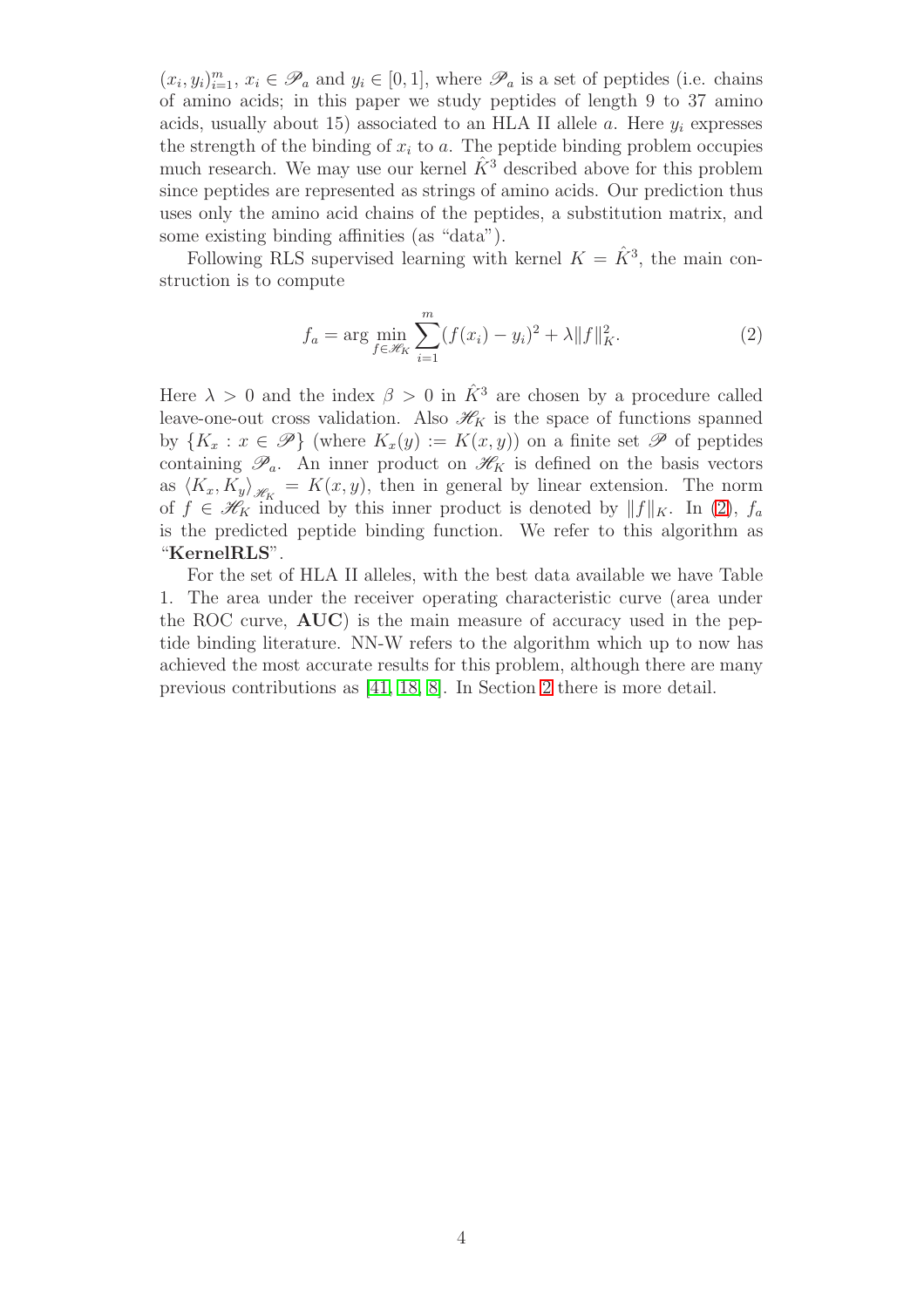$(x_i, y_i)_{i=1}^m$, $x_i \in \mathscr{P}_a$ and $y_i \in [0, 1]$, where $\mathscr{P}_a$ is a set of peptides (i.e. chains of amino acids; in this paper we study peptides of length 9 to 37 amino acids, usually about 15) associated to an HLA II allele $a$. Here $y_i$ expresses the strength of the binding of $x_i$ to $a$. The peptide binding problem occupies much research. We may use our kernel $\hat{K}^3$ described above for this problem since peptides are represented as strings of amino acids. Our prediction thus uses only the amino acid chains of the peptides, a substitution matrix, and some existing binding affinities (as "data").

Following RLS supervised learning with kernel $K = \hat{K}^3$, the main construction is to compute

$$f_a = \arg\min_{f \in \mathscr{H}_K} \sum_{i=1}^{m} (f(x_i) - y_i)^2 + \lambda \|f\|_K^2. \tag{2}$$

Here $\lambda > 0$ and the index $\beta > 0$ in $\hat{K}^3$ are chosen by a procedure called leave-one-out cross validation. Also $\mathscr{H}_K$ is the space of functions spanned by $\{K_x : x \in \mathscr{P}\}$ (where $K_x(y) := K(x, y)$) on a finite set $\mathscr{P}$ of peptides containing $\mathscr{P}_a$. An inner product on $\mathscr{H}_K$ is defined on the basis vectors as $\langle K_x, K_y \rangle_{\mathscr{H}_K} = K(x, y)$, then in general by linear extension. The norm of $f \in \mathscr{H}_K$ induced by this inner product is denoted by $\|f\|_K$. In (2), $f_a$ is the predicted peptide binding function. We refer to this algorithm as "**KernelRLS**".

For the set of HLA II alleles, with the best data available we have Table 1. The area under the receiver operating characteristic curve (area under the ROC curve, **AUC**) is the main measure of accuracy used in the peptide binding literature. NN-W refers to the algorithm which up to now has achieved the most accurate results for this problem, although there are many previous contributions as [41, 18, 8]. In Section 2 there is more detail.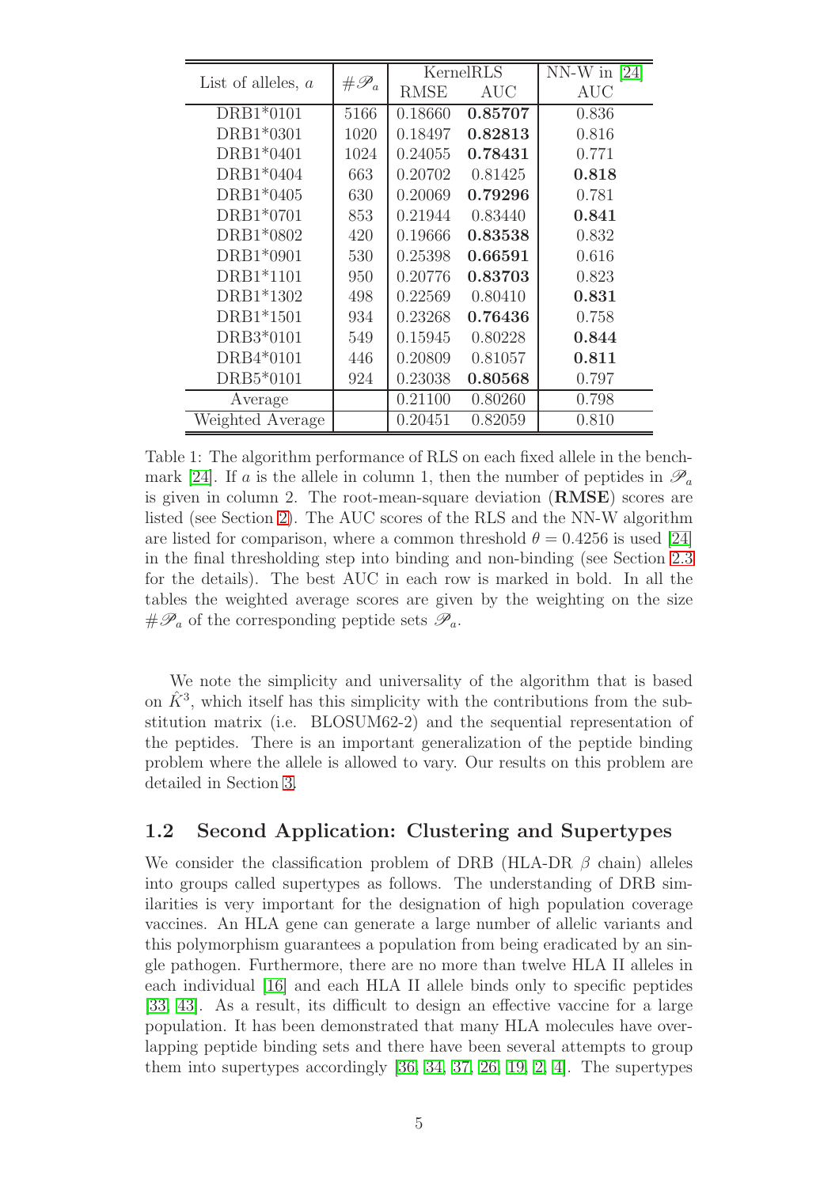| List of alleles, $a$ | $\#\mathscr{P}_a$ | KernelRLS | | NN-W in [24] |
|---|---|---|---|---|
| | | RMSE | AUC | AUC |
| DRB1*0101 | 5166 | 0.18660 | **0.85707** | 0.836 |
| DRB1*0301 | 1020 | 0.18497 | **0.82813** | 0.816 |
| DRB1*0401 | 1024 | 0.24055 | **0.78431** | 0.771 |
| DRB1*0404 | 663 | 0.20702 | 0.81425 | **0.818** |
| DRB1*0405 | 630 | 0.20069 | **0.79296** | 0.781 |
| DRB1*0701 | 853 | 0.21944 | 0.83440 | **0.841** |
| DRB1*0802 | 420 | 0.19666 | **0.83538** | 0.832 |
| DRB1*0901 | 530 | 0.25398 | **0.66591** | 0.616 |
| DRB1*1101 | 950 | 0.20776 | **0.83703** | 0.823 |
| DRB1*1302 | 498 | 0.22569 | 0.80410 | **0.831** |
| DRB1*1501 | 934 | 0.23268 | **0.76436** | 0.758 |
| DRB3*0101 | 549 | 0.15945 | 0.80228 | **0.844** |
| DRB4*0101 | 446 | 0.20809 | 0.81057 | **0.811** |
| DRB5*0101 | 924 | 0.23038 | **0.80568** | 0.797 |
| Average | | 0.21100 | 0.80260 | 0.798 |
| Weighted Average | | 0.20451 | 0.82059 | 0.810 |

Table 1: The algorithm performance of RLS on each fixed allele in the benchmark [24]. If $a$ is the allele in column 1, then the number of peptides in $\mathscr{P}_a$ is given in column 2. The root-mean-square deviation (**RMSE**) scores are listed (see Section 2). The AUC scores of the RLS and the NN-W algorithm are listed for comparison, where a common threshold $\theta = 0.4256$ is used [24] in the final thresholding step into binding and non-binding (see Section 2.3 for the details). The best AUC in each row is marked in bold. In all the tables the weighted average scores are given by the weighting on the size $\#\mathscr{P}_a$ of the corresponding peptide sets $\mathscr{P}_a$.

We note the simplicity and universality of the algorithm that is based on $\hat{K}^3$, which itself has this simplicity with the contributions from the substitution matrix (i.e. BLOSUM62-2) and the sequential representation of the peptides. There is an important generalization of the peptide binding problem where the allele is allowed to vary. Our results on this problem are detailed in Section 3.

## 1.2 Second Application: Clustering and Supertypes

We consider the classification problem of DRB (HLA-DR $\beta$ chain) alleles into groups called supertypes as follows. The understanding of DRB similarities is very important for the designation of high population coverage vaccines. An HLA gene can generate a large number of allelic variants and this polymorphism guarantees a population from being eradicated by an single pathogen. Furthermore, there are no more than twelve HLA II alleles in each individual [16] and each HLA II allele binds only to specific peptides [33, 43]. As a result, its difficult to design an effective vaccine for a large population. It has been demonstrated that many HLA molecules have overlapping peptide binding sets and there have been several attempts to group them into supertypes accordingly [36, 34, 37, 26, 19, 2, 4]. The supertypes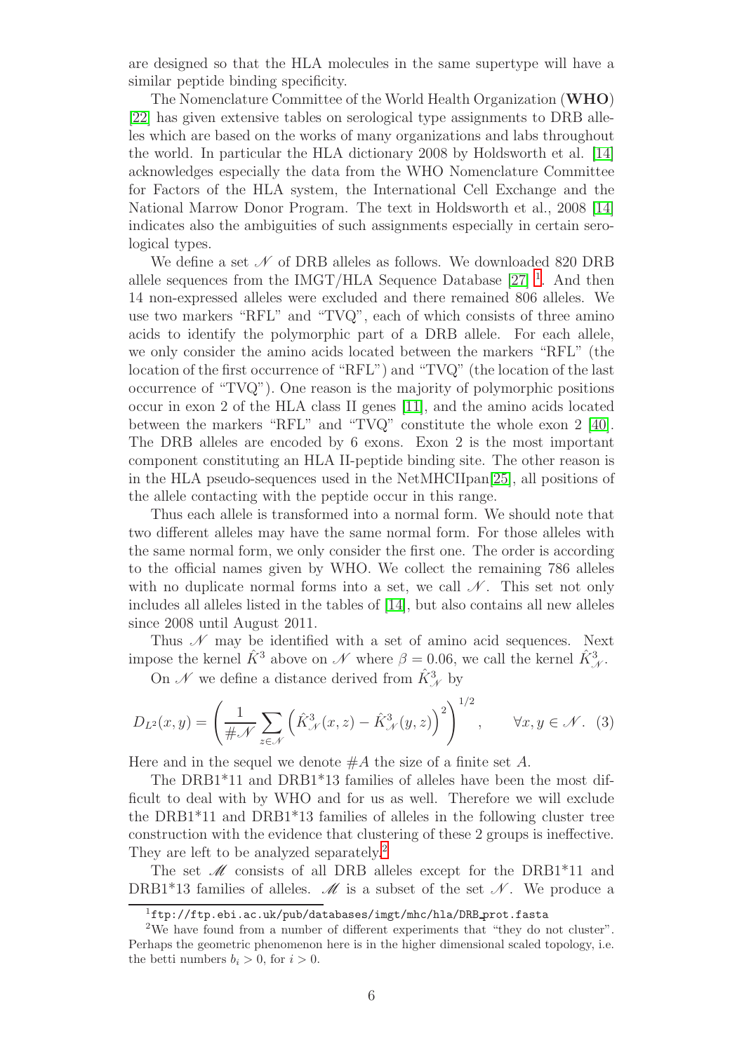are designed so that the HLA molecules in the same supertype will have a similar peptide binding specificity.

The Nomenclature Committee of the World Health Organization (**WHO**) [22] has given extensive tables on serological type assignments to DRB alleles which are based on the works of many organizations and labs throughout the world. In particular the HLA dictionary 2008 by Holdsworth et al. [14] acknowledges especially the data from the WHO Nomenclature Committee for Factors of the HLA system, the International Cell Exchange and the National Marrow Donor Program. The text in Holdsworth et al., 2008 [14] indicates also the ambiguities of such assignments especially in certain serological types.

We define a set $\mathscr{N}$ of DRB alleles as follows. We downloaded 820 DRB allele sequences from the IMGT/HLA Sequence Database [27] [1]. And then 14 non-expressed alleles were excluded and there remained 806 alleles. We use two markers "RFL" and "TVQ", each of which consists of three amino acids to identify the polymorphic part of a DRB allele. For each allele, we only consider the amino acids located between the markers "RFL" (the location of the first occurrence of "RFL") and "TVQ" (the location of the last occurrence of "TVQ"). One reason is the majority of polymorphic positions occur in exon 2 of the HLA class II genes [11], and the amino acids located between the markers "RFL" and "TVQ" constitute the whole exon 2 [40]. The DRB alleles are encoded by 6 exons. Exon 2 is the most important component constituting an HLA II-peptide binding site. The other reason is in the HLA pseudo-sequences used in the NetMHCIIpan[25], all positions of the allele contacting with the peptide occur in this range.

Thus each allele is transformed into a normal form. We should note that two different alleles may have the same normal form. For those alleles with the same normal form, we only consider the first one. The order is according to the official names given by WHO. We collect the remaining 786 alleles with no duplicate normal forms into a set, we call $\mathscr{N}$. This set not only includes all alleles listed in the tables of [14], but also contains all new alleles since 2008 until August 2011.

Thus $\mathscr{N}$ may be identified with a set of amino acid sequences. Next impose the kernel $\hat{K}^3$ above on $\mathscr{N}$ where $\beta = 0.06$, we call the kernel $\hat{K}^3_{\mathscr{N}}$.

On $\mathscr{N}$ we define a distance derived from $\hat{K}^3_{\mathscr{N}}$ by

$$D_{L^2}(x, y) = \left( \frac{1}{\#\mathscr{N}} \sum_{z \in \mathscr{N}} \left( \hat{K}^3_{\mathscr{N}}(x, z) - \hat{K}^3_{\mathscr{N}}(y, z) \right)^2 \right)^{1/2}, \qquad \forall x, y \in \mathscr{N}. \quad (3)$$

Here and in the sequel we denote $\#A$ the size of a finite set $A$.

The DRB1*11 and DRB1*13 families of alleles have been the most difficult to deal with by WHO and for us as well. Therefore we will exclude the DRB1*11 and DRB1*13 families of alleles in the following cluster tree construction with the evidence that clustering of these 2 groups is ineffective. They are left to be analyzed separately.[2]

The set $\mathscr{M}$ consists of all DRB alleles except for the DRB1*11 and DRB1*13 families of alleles. $\mathscr{M}$ is a subset of the set $\mathscr{N}$. We produce a

[1] `ftp://ftp.ebi.ac.uk/pub/databases/imgt/mhc/hla/DRB_prot.fasta`

[2] We have found from a number of different experiments that "they do not cluster". Perhaps the geometric phenomenon here is in the higher dimensional scaled topology, i.e. the betti numbers $b_i > 0$, for $i > 0$.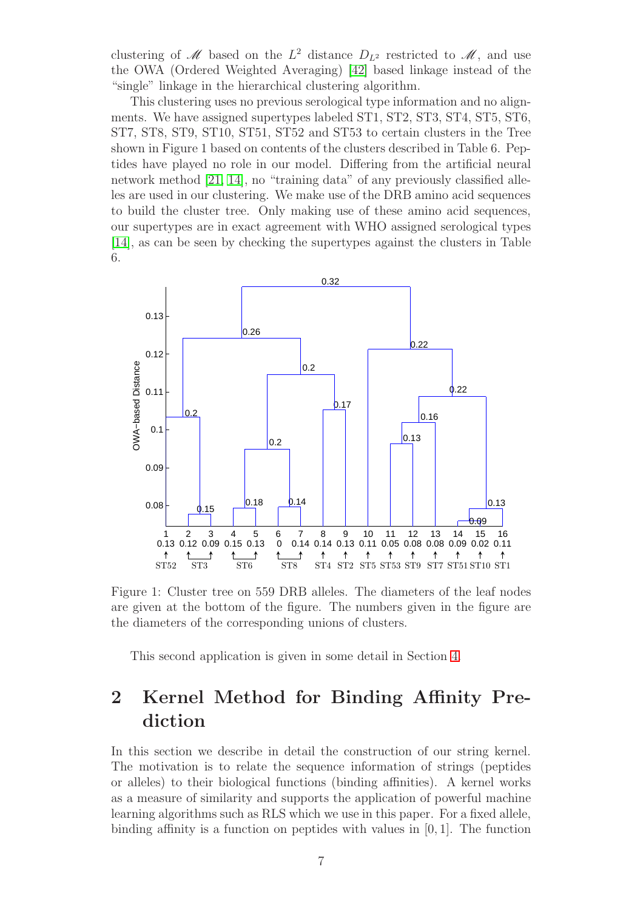clustering of $\mathscr{M}$ based on the $L^2$ distance $D_{L^2}$ restricted to $\mathscr{M}$, and use the OWA (Ordered Weighted Averaging) [42] based linkage instead of the "single" linkage in the hierarchical clustering algorithm.

This clustering uses no previous serological type information and no alignments. We have assigned supertypes labeled ST1, ST2, ST3, ST4, ST5, ST6, ST7, ST8, ST9, ST10, ST51, ST52 and ST53 to certain clusters in the Tree shown in Figure 1 based on contents of the clusters described in Table 6. Peptides have played no role in our model. Differing from the artificial neural network method [21, 14], no "training data" of any previously classified alleles are used in our clustering. We make use of the DRB amino acid sequences to build the cluster tree. Only making use of these amino acid sequences, our supertypes are in exact agreement with WHO assigned serological types [14], as can be seen by checking the supertypes against the clusters in Table 6.

Figure 1: Cluster tree on 559 DRB alleles. The diameters of the leaf nodes are given at the bottom of the figure. The numbers given in the figure are the diameters of the corresponding unions of clusters.

This second application is given in some detail in Section 4.

## 2 Kernel Method for Binding Affinity Prediction

In this section we describe in detail the construction of our string kernel. The motivation is to relate the sequence information of strings (peptides or alleles) to their biological functions (binding affinities). A kernel works as a measure of similarity and supports the application of powerful machine learning algorithms such as RLS which we use in this paper. For a fixed allele, binding affinity is a function on peptides with values in $[0, 1]$. The function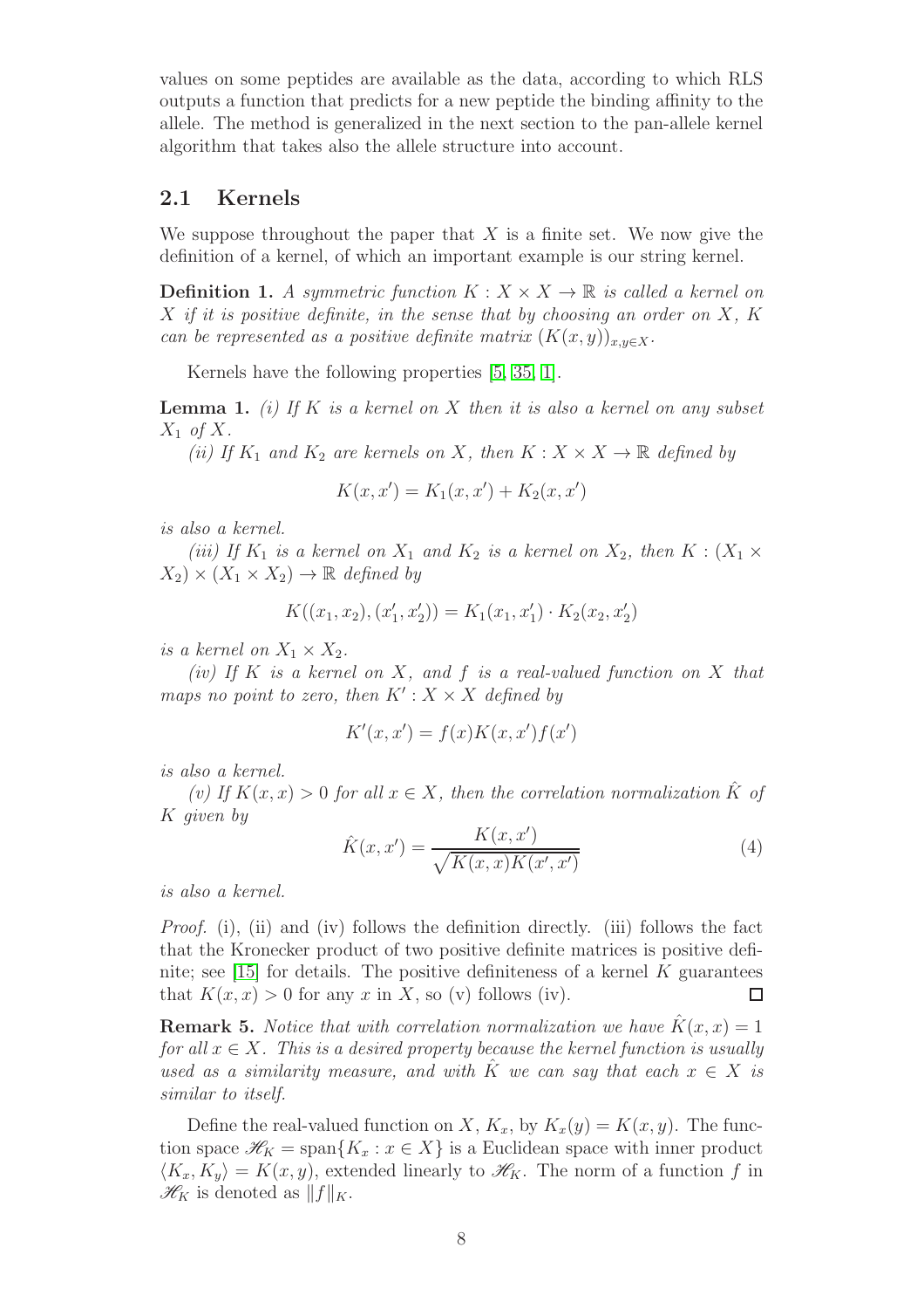values on some peptides are available as the data, according to which RLS outputs a function that predicts for a new peptide the binding affinity to the allele. The method is generalized in the next section to the pan-allele kernel algorithm that takes also the allele structure into account.

## 2.1 Kernels

We suppose throughout the paper that $X$ is a finite set. We now give the definition of a kernel, of which an important example is our string kernel.

**Definition 1.** *A symmetric function $K : X \times X \to \mathbb{R}$ is called a kernel on $X$ if it is positive definite, in the sense that by choosing an order on $X$, $K$ can be represented as a positive definite matrix $(K(x, y))_{x,y \in X}$.*

Kernels have the following properties [5, 35, 1].

**Lemma 1.** *(i) If $K$ is a kernel on $X$ then it is also a kernel on any subset $X_1$ of $X$.*

*(ii) If $K_1$ and $K_2$ are kernels on $X$, then $K : X \times X \to \mathbb{R}$ defined by*

$$K(x, x') = K_1(x, x') + K_2(x, x')$$

*is also a kernel.*

*(iii) If $K_1$ is a kernel on $X_1$ and $K_2$ is a kernel on $X_2$, then $K : (X_1 \times X_2) \times (X_1 \times X_2) \to \mathbb{R}$ defined by*

$$K((x_1, x_2), (x'_1, x'_2)) = K_1(x_1, x'_1) \cdot K_2(x_2, x'_2)$$

*is a kernel on $X_1 \times X_2$.*

*(iv) If $K$ is a kernel on $X$, and $f$ is a real-valued function on $X$ that maps no point to zero, then $K' : X \times X$ defined by*

$$K'(x, x') = f(x)K(x, x')f(x')$$

*is also a kernel.*

*(v) If $K(x, x) > 0$ for all $x \in X$, then the correlation normalization $\hat{K}$ of $K$ given by*

$$\hat{K}(x, x') = \frac{K(x, x')}{\sqrt{K(x, x)K(x', x')}} \tag{4}$$

*is also a kernel.*

*Proof.* (i), (ii) and (iv) follows the definition directly. (iii) follows the fact that the Kronecker product of two positive definite matrices is positive definite; see [15] for details. The positive definiteness of a kernel $K$ guarantees that $K(x, x) > 0$ for any $x$ in $X$, so (v) follows (iv). □

**Remark 5.** *Notice that with correlation normalization we have $\hat{K}(x, x) = 1$ for all $x \in X$. This is a desired property because the kernel function is usually used as a similarity measure, and with $\hat{K}$ we can say that each $x \in X$ is similar to itself.*

Define the real-valued function on $X$, $K_x$, by $K_x(y) = K(x, y)$. The function space $\mathscr{H}_K = \text{span}\{K_x : x \in X\}$ is a Euclidean space with inner product $\langle K_x, K_y \rangle = K(x, y)$, extended linearly to $\mathscr{H}_K$. The norm of a function $f$ in $\mathscr{H}_K$ is denoted as $\|f\|_K$.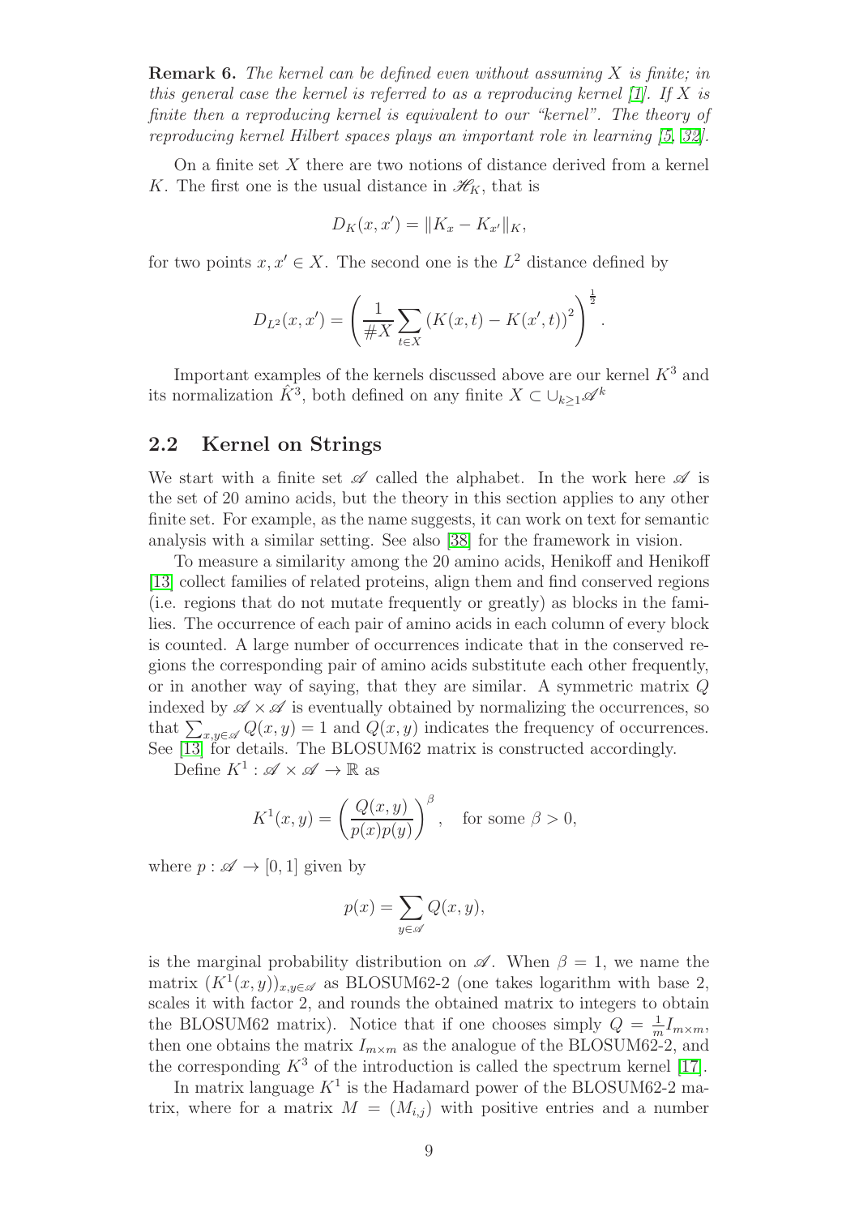**Remark 6.** *The kernel can be defined even without assuming $X$ is finite; in this general case the kernel is referred to as a reproducing kernel [1]. If $X$ is finite then a reproducing kernel is equivalent to our "kernel". The theory of reproducing kernel Hilbert spaces plays an important role in learning [5, 32].*

On a finite set $X$ there are two notions of distance derived from a kernel $K$. The first one is the usual distance in $\mathscr{H}_K$, that is

$$D_K(x, x') = \|K_x - K_{x'}\|_K,$$

for two points $x, x' \in X$. The second one is the $L^2$ distance defined by

$$D_{L^2}(x, x') = \left( \frac{1}{\#X} \sum_{t \in X} \left( K(x,t) - K(x',t) \right)^2 \right)^{\frac{1}{2}}.$$

Important examples of the kernels discussed above are our kernel $K^3$ and its normalization $\hat{K}^3$, both defined on any finite $X \subset \cup_{k \geq 1} \mathscr{A}^k$

## 2.2 Kernel on Strings

We start with a finite set $\mathscr{A}$ called the alphabet. In the work here $\mathscr{A}$ is the set of 20 amino acids, but the theory in this section applies to any other finite set. For example, as the name suggests, it can work on text for semantic analysis with a similar setting. See also [38] for the framework in vision.

To measure a similarity among the 20 amino acids, Henikoff and Henikoff [13] collect families of related proteins, align them and find conserved regions (i.e. regions that do not mutate frequently or greatly) as blocks in the families. The occurrence of each pair of amino acids in each column of every block is counted. A large number of occurrences indicate that in the conserved regions the corresponding pair of amino acids substitute each other frequently, or in another way of saying, that they are similar. A symmetric matrix $Q$ indexed by $\mathscr{A} \times \mathscr{A}$ is eventually obtained by normalizing the occurrences, so that $\sum_{x,y \in \mathscr{A}} Q(x,y) = 1$ and $Q(x,y)$ indicates the frequency of occurrences. See [13] for details. The BLOSUM62 matrix is constructed accordingly.

Define $K^1 : \mathscr{A} \times \mathscr{A} \to \mathbb{R}$ as

$$K^1(x,y) = \left( \frac{Q(x,y)}{p(x)p(y)} \right)^{\beta}, \quad \text{for some } \beta > 0,$$

where $p : \mathscr{A} \to [0,1]$ given by

$$p(x) = \sum_{y \in \mathscr{A}} Q(x,y),$$

is the marginal probability distribution on $\mathscr{A}$. When $\beta = 1$, we name the matrix $(K^1(x,y))_{x,y \in \mathscr{A}}$ as BLOSUM62-2 (one takes logarithm with base 2, scales it with factor 2, and rounds the obtained matrix to integers to obtain the BLOSUM62 matrix). Notice that if one chooses simply $Q = \frac{1}{m} I_{m \times m}$, then one obtains the matrix $I_{m \times m}$ as the analogue of the BLOSUM62-2, and the corresponding $K^3$ of the introduction is called the spectrum kernel [17].

In matrix language $K^1$ is the Hadamard power of the BLOSUM62-2 matrix, where for a matrix $M = (M_{i,j})$ with positive entries and a number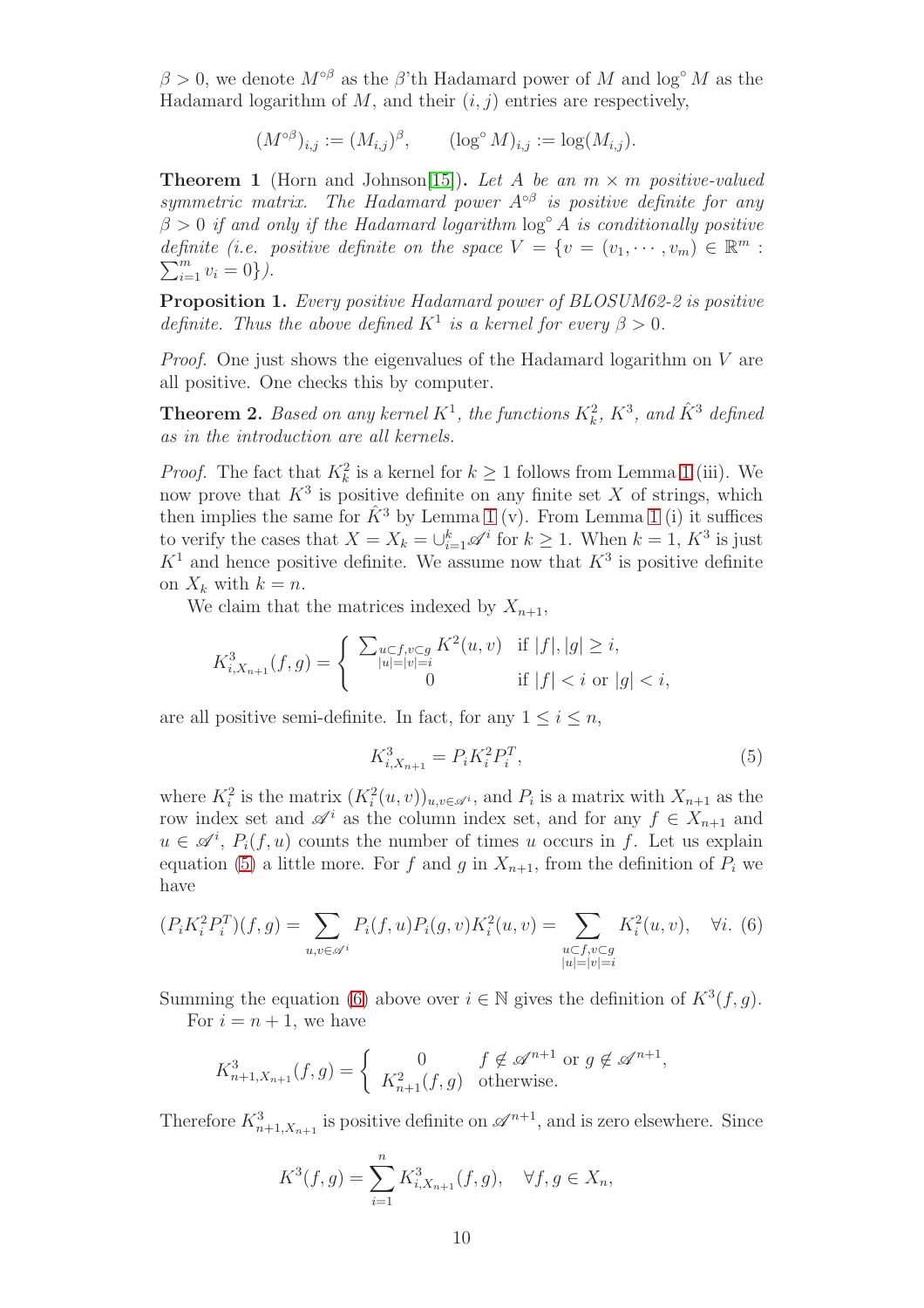$\beta > 0$, we denote $M^{\circ\beta}$ as the $\beta$'th Hadamard power of $M$ and $\log^\circ M$ as the Hadamard logarithm of $M$, and their $(i,j)$ entries are respectively,

$$(M^{\circ\beta})_{i,j} := (M_{i,j})^\beta, \qquad (\log^\circ M)_{i,j} := \log(M_{i,j}).$$

**Theorem 1** (Horn and Johnson[15]). *Let $A$ be an $m \times m$ positive-valued symmetric matrix. The Hadamard power $A^{\circ\beta}$ is positive definite for any $\beta > 0$ if and only if the Hadamard logarithm $\log^\circ A$ is conditionally positive definite (i.e. positive definite on the space $V = \{v = (v_1, \cdots, v_m) \in \mathbb{R}^m : \sum_{i=1}^m v_i = 0\}$).*

**Proposition 1.** *Every positive Hadamard power of BLOSUM62-2 is positive definite. Thus the above defined $K^1$ is a kernel for every $\beta > 0$.*

*Proof.* One just shows the eigenvalues of the Hadamard logarithm on $V$ are all positive. One checks this by computer.

**Theorem 2.** *Based on any kernel $K^1$, the functions $K_k^2$, $K^3$, and $\hat{K}^3$ defined as in the introduction are all kernels.*

*Proof.* The fact that $K_k^2$ is a kernel for $k \geq 1$ follows from Lemma 1 (iii). We now prove that $K^3$ is positive definite on any finite set $X$ of strings, which then implies the same for $\hat{K}^3$ by Lemma 1 (v). From Lemma 1 (i) it suffices to verify the cases that $X = X_k = \cup_{i=1}^k \mathscr{A}^i$ for $k \geq 1$. When $k = 1$, $K^3$ is just $K^1$ and hence positive definite. We assume now that $K^3$ is positive definite on $X_k$ with $k = n$.

We claim that the matrices indexed by $X_{n+1}$,

$$K^3_{i,X_{n+1}}(f,g) = \begin{cases} \sum_{\substack{u \subset f, v \subset g \\ |u|=|v|=i}} K^2(u,v) & \text{if } |f|, |g| \geq i, \\ 0 & \text{if } |f| < i \text{ or } |g| < i, \end{cases}$$

are all positive semi-definite. In fact, for any $1 \leq i \leq n$,

$$K^3_{i,X_{n+1}} = P_i K_i^2 P_i^T, \tag{5}$$

where $K_i^2$ is the matrix $(K_i^2(u,v))_{u,v \in \mathscr{A}^i}$, and $P_i$ is a matrix with $X_{n+1}$ as the row index set and $\mathscr{A}^i$ as the column index set, and for any $f \in X_{n+1}$ and $u \in \mathscr{A}^i$, $P_i(f,u)$ counts the number of times $u$ occurs in $f$. Let us explain equation (5) a little more. For $f$ and $g$ in $X_{n+1}$, from the definition of $P_i$ we have

$$(P_i K_i^2 P_i^T)(f,g) = \sum_{u,v \in \mathscr{A}^i} P_i(f,u) P_i(g,v) K_i^2(u,v) = \sum_{\substack{u \subset f, v \subset g \\ |u|=|v|=i}} K_i^2(u,v), \quad \forall i. \tag{6}$$

Summing the equation (6) above over $i \in \mathbb{N}$ gives the definition of $K^3(f,g)$.

For $i = n+1$, we have

$$K^3_{n+1,X_{n+1}}(f,g) = \begin{cases} 0 & f \notin \mathscr{A}^{n+1} \text{ or } g \notin \mathscr{A}^{n+1}, \\ K^2_{n+1}(f,g) & \text{otherwise}. \end{cases}$$

Therefore $K^3_{n+1,X_{n+1}}$ is positive definite on $\mathscr{A}^{n+1}$, and is zero elsewhere. Since

$$K^3(f,g) = \sum_{i=1}^n K^3_{i,X_{n+1}}(f,g), \quad \forall f,g \in X_n,$$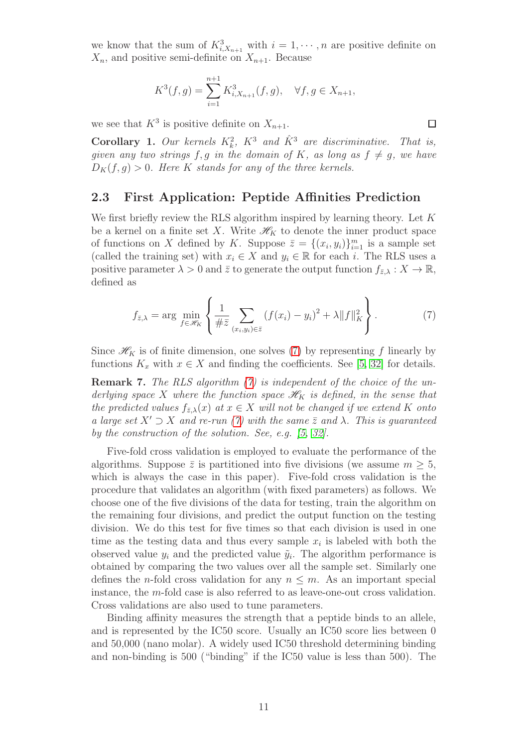we know that the sum of $K^3_{i,X_{n+1}}$ with $i = 1, \cdots, n$ are positive definite on $X_n$, and positive semi-definite on $X_{n+1}$. Because

$$K^3(f, g) = \sum_{i=1}^{n+1} K^3_{i,X_{n+1}}(f, g), \quad \forall f, g \in X_{n+1},$$

we see that $K^3$ is positive definite on $X_{n+1}$. □

**Corollary 1.** *Our kernels $K^2_k$, $K^3$ and $\hat{K}^3$ are discriminative. That is, given any two strings $f, g$ in the domain of $K$, as long as $f \neq g$, we have $D_K(f, g) > 0$. Here $K$ stands for any of the three kernels.*

## 2.3 First Application: Peptide Affinities Prediction

We first briefly review the RLS algorithm inspired by learning theory. Let $K$ be a kernel on a finite set $X$. Write $\mathscr{H}_K$ to denote the inner product space of functions on $X$ defined by $K$. Suppose $\bar{z} = \{(x_i, y_i)\}_{i=1}^m$ is a sample set (called the training set) with $x_i \in X$ and $y_i \in \mathbb{R}$ for each $i$. The RLS uses a positive parameter $\lambda > 0$ and $\bar{z}$ to generate the output function $f_{\bar{z},\lambda} : X \to \mathbb{R}$, defined as

$$f_{\bar{z},\lambda} = \arg \min_{f \in \mathscr{H}_K} \left\{ \frac{1}{\#\bar{z}} \sum_{(x_i,y_i)\in\bar{z}} (f(x_i) - y_i)^2 + \lambda \|f\|^2_K \right\}. \tag{7}$$

Since $\mathscr{H}_K$ is of finite dimension, one solves (7) by representing $f$ linearly by functions $K_x$ with $x \in X$ and finding the coefficients. See [5, 32] for details.

**Remark 7.** *The RLS algorithm (7) is independent of the choice of the underlying space $X$ where the function space $\mathscr{H}_K$ is defined, in the sense that the predicted values $f_{\bar{z},\lambda}(x)$ at $x \in X$ will not be changed if we extend $K$ onto a large set $X' \supset X$ and re-run (7) with the same $\bar{z}$ and $\lambda$. This is guaranteed by the construction of the solution. See, e.g. [5, 32].*

Five-fold cross validation is employed to evaluate the performance of the algorithms. Suppose $\bar{z}$ is partitioned into five divisions (we assume $m \geq 5$, which is always the case in this paper). Five-fold cross validation is the procedure that validates an algorithm (with fixed parameters) as follows. We choose one of the five divisions of the data for testing, train the algorithm on the remaining four divisions, and predict the output function on the testing division. We do this test for five times so that each division is used in one time as the testing data and thus every sample $x_i$ is labeled with both the observed value $y_i$ and the predicted value $\tilde{y}_i$. The algorithm performance is obtained by comparing the two values over all the sample set. Similarly one defines the $n$-fold cross validation for any $n \leq m$. As an important special instance, the $m$-fold case is also referred to as leave-one-out cross validation. Cross validations are also used to tune parameters.

Binding affinity measures the strength that a peptide binds to an allele, and is represented by the IC50 score. Usually an IC50 score lies between 0 and 50,000 (nano molar). A widely used IC50 threshold determining binding and non-binding is 500 ("binding" if the IC50 value is less than 500). The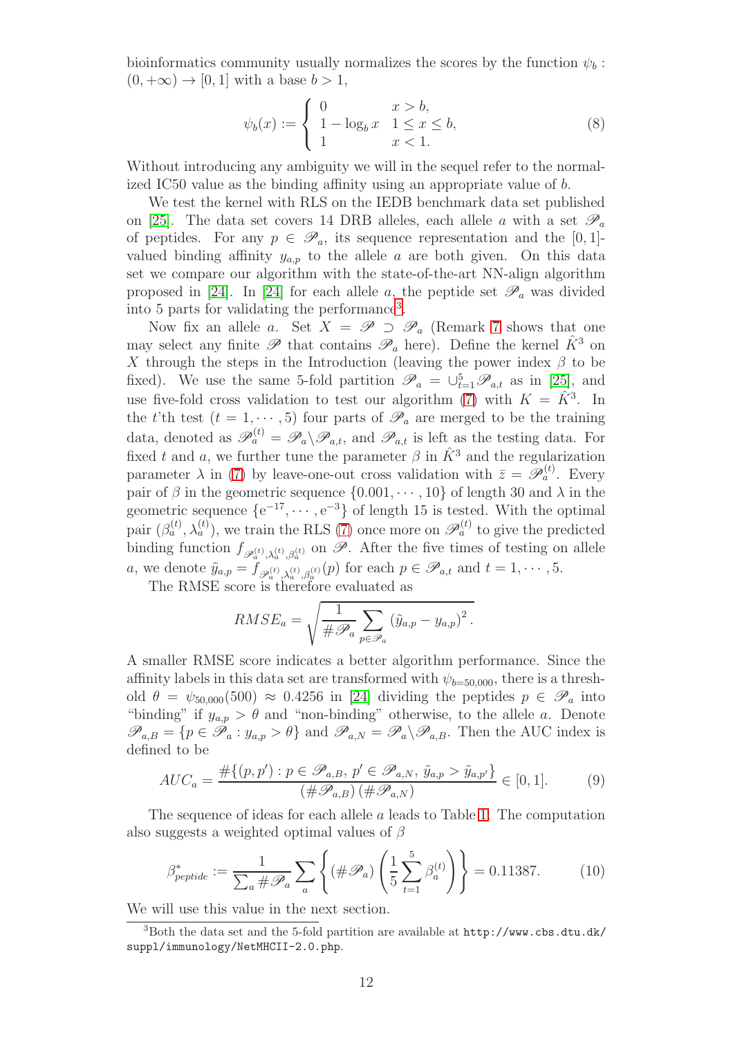bioinformatics community usually normalizes the scores by the function $\psi_b : (0, +\infty) \to [0, 1]$ with a base $b > 1$,

$$
\psi_b(x) := \begin{cases} 0 & x > b, \\ 1 - \log_b x & 1 \le x \le b, \\ 1 & x < 1. \end{cases} \tag{8}
$$

Without introducing any ambiguity we will in the sequel refer to the normalized IC50 value as the binding affinity using an appropriate value of $b$.

We test the kernel with RLS on the IEDB benchmark data set published on [25]. The data set covers 14 DRB alleles, each allele $a$ with a set $\mathscr{P}_a$ of peptides. For any $p \in \mathscr{P}_a$, its sequence representation and the $[0, 1]$-valued binding affinity $y_{a,p}$ to the allele $a$ are both given. On this data set we compare our algorithm with the state-of-the-art NN-align algorithm proposed in [24]. In [24] for each allele $a$, the peptide set $\mathscr{P}_a$ was divided into 5 parts for validating the performance[3].

Now fix an allele $a$. Set $X = \mathscr{P} \supset \mathscr{P}_a$ (Remark 7 shows that one may select any finite $\mathscr{P}$ that contains $\mathscr{P}_a$ here). Define the kernel $\hat{K}^3$ on $X$ through the steps in the Introduction (leaving the power index $\beta$ to be fixed). We use the same 5-fold partition $\mathscr{P}_a = \cup_{t=1}^5 \mathscr{P}_{a,t}$ as in [25], and use five-fold cross validation to test our algorithm (7) with $K = \hat{K}^3$. In the $t$'th test ($t = 1, \cdots, 5$) four parts of $\mathscr{P}_a$ are merged to be the training data, denoted as $\mathscr{P}_a^{(t)} = \mathscr{P}_a \backslash \mathscr{P}_{a,t}$, and $\mathscr{P}_{a,t}$ is left as the testing data. For fixed $t$ and $a$, we further tune the parameter $\beta$ in $\hat{K}^3$ and the regularization parameter $\lambda$ in (7) by leave-one-out cross validation with $\bar{z} = \mathscr{P}_a^{(t)}$. Every pair of $\beta$ in the geometric sequence $\{0.001, \cdots, 10\}$ of length 30 and $\lambda$ in the geometric sequence $\{e^{-17}, \cdots, e^{-3}\}$ of length 15 is tested. With the optimal pair $(\beta_a^{(t)}, \lambda_a^{(t)})$, we train the RLS (7) once more on $\mathscr{P}_a^{(t)}$ to give the predicted binding function $f_{\mathscr{P}_a^{(t)}, \lambda_a^{(t)}, \beta_a^{(t)}}$ on $\mathscr{P}$. After the five times of testing on allele $a$, we denote $\tilde{y}_{a,p} = f_{\mathscr{P}_a^{(t)}, \lambda_a^{(t)}, \beta_a^{(t)}}(p)$ for each $p \in \mathscr{P}_{a,t}$ and $t = 1, \cdots, 5$.

The RMSE score is therefore evaluated as

$$
RMSE_a = \sqrt{\frac{1}{\# \mathscr{P}_a} \sum_{p \in \mathscr{P}_a} \left( \tilde{y}_{a,p} - y_{a,p} \right)^2 }.
$$

A smaller RMSE score indicates a better algorithm performance. Since the affinity labels in this data set are transformed with $\psi_{b=50,000}$, there is a threshold $\theta = \psi_{50,000}(500) \approx 0.4256$ in [24] dividing the peptides $p \in \mathscr{P}_a$ into "binding" if $y_{a,p} > \theta$ and "non-binding" otherwise, to the allele $a$. Denote $\mathscr{P}_{a,B} = \{p \in \mathscr{P}_a : y_{a,p} > \theta\}$ and $\mathscr{P}_{a,N} = \mathscr{P}_a \backslash \mathscr{P}_{a,B}$. Then the AUC index is defined to be

$$
AUC_a = \frac{\# \{(p, p') : p \in \mathscr{P}_{a,B},\, p' \in \mathscr{P}_{a,N},\, \tilde{y}_{a,p} > \tilde{y}_{a,p'}\}}{(\# \mathscr{P}_{a,B})\,(\# \mathscr{P}_{a,N})} \in [0, 1]. \tag{9}
$$

The sequence of ideas for each allele $a$ leads to Table 1. The computation also suggests a weighted optimal values of $\beta$

$$
\beta^*_{peptide} := \frac{1}{\sum_a \# \mathscr{P}_a} \sum_a \left\{ (\# \mathscr{P}_a) \left( \frac{1}{5} \sum_{t=1}^{5} \beta_a^{(t)} \right) \right\} = 0.11387. \tag{10}
$$

We will use this value in the next section.

[3] Both the data set and the 5-fold partition are available at http://www.cbs.dtu.dk/suppl/immunology/NetMHCII-2.0.php.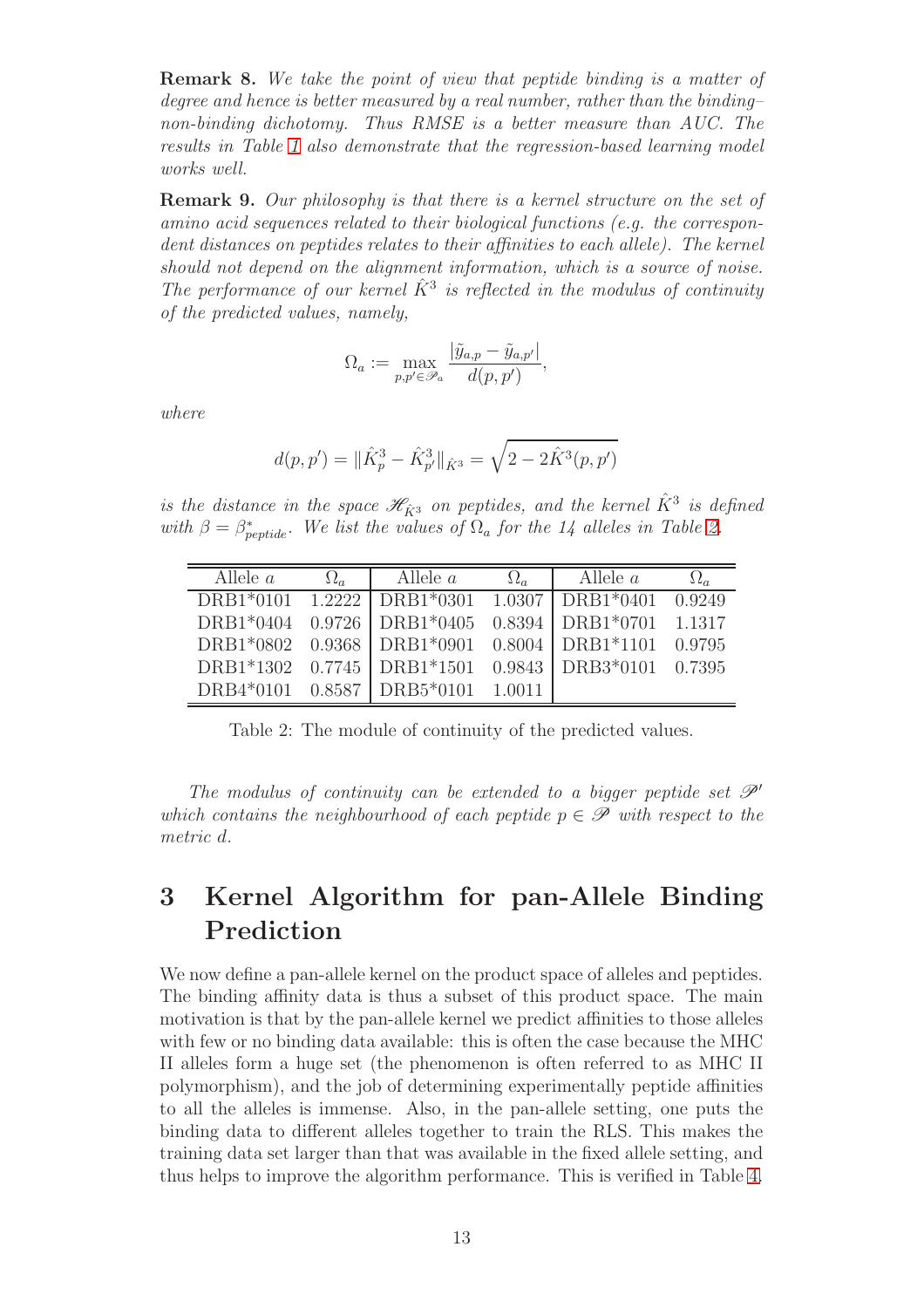**Remark 8.** *We take the point of view that peptide binding is a matter of degree and hence is better measured by a real number, rather than the binding–non-binding dichotomy. Thus RMSE is a better measure than AUC. The results in Table 1 also demonstrate that the regression-based learning model works well.*

**Remark 9.** *Our philosophy is that there is a kernel structure on the set of amino acid sequences related to their biological functions (e.g. the correspondent distances on peptides relates to their affinities to each allele). The kernel should not depend on the alignment information, which is a source of noise. The performance of our kernel $\hat{K}^3$ is reflected in the modulus of continuity of the predicted values, namely,*

$$\Omega_a := \max_{p,p' \in \mathscr{P}_a} \frac{|\tilde{y}_{a,p} - \tilde{y}_{a,p'}|}{d(p,p')},$$

*where*

$$d(p,p') = \|\hat{K}^3_p - \hat{K}^3_{p'}\|_{\hat{K}^3} = \sqrt{2 - 2\hat{K}^3(p,p')}$$

*is the distance in the space $\mathscr{H}_{\hat{K}^3}$ on peptides, and the kernel $\hat{K}^3$ is defined with $\beta = \beta^*_{peptide}$. We list the values of $\Omega_a$ for the 14 alleles in Table 2.*

| Allele $a$ | $\Omega_a$ | Allele $a$ | $\Omega_a$ | Allele $a$ | $\Omega_a$ |
|---|---|---|---|---|---|
| DRB1*0101 | 1.2222 | DRB1*0301 | 1.0307 | DRB1*0401 | 0.9249 |
| DRB1*0404 | 0.9726 | DRB1*0405 | 0.8394 | DRB1*0701 | 1.1317 |
| DRB1*0802 | 0.9368 | DRB1*0901 | 0.8004 | DRB1*1101 | 0.9795 |
| DRB1*1302 | 0.7745 | DRB1*1501 | 0.9843 | DRB3*0101 | 0.7395 |
| DRB4*0101 | 0.8587 | DRB5*0101 | 1.0011 | | |

Table 2: The module of continuity of the predicted values.

*The modulus of continuity can be extended to a bigger peptide set $\mathscr{P}'$ which contains the neighbourhood of each peptide $p \in \mathscr{P}$ with respect to the metric $d$.*

# 3 Kernel Algorithm for pan-Allele Binding Prediction

We now define a pan-allele kernel on the product space of alleles and peptides. The binding affinity data is thus a subset of this product space. The main motivation is that by the pan-allele kernel we predict affinities to those alleles with few or no binding data available: this is often the case because the MHC II alleles form a huge set (the phenomenon is often referred to as MHC II polymorphism), and the job of determining experimentally peptide affinities to all the alleles is immense. Also, in the pan-allele setting, one puts the binding data to different alleles together to train the RLS. This makes the training data set larger than that was available in the fixed allele setting, and thus helps to improve the algorithm performance. This is verified in Table 4.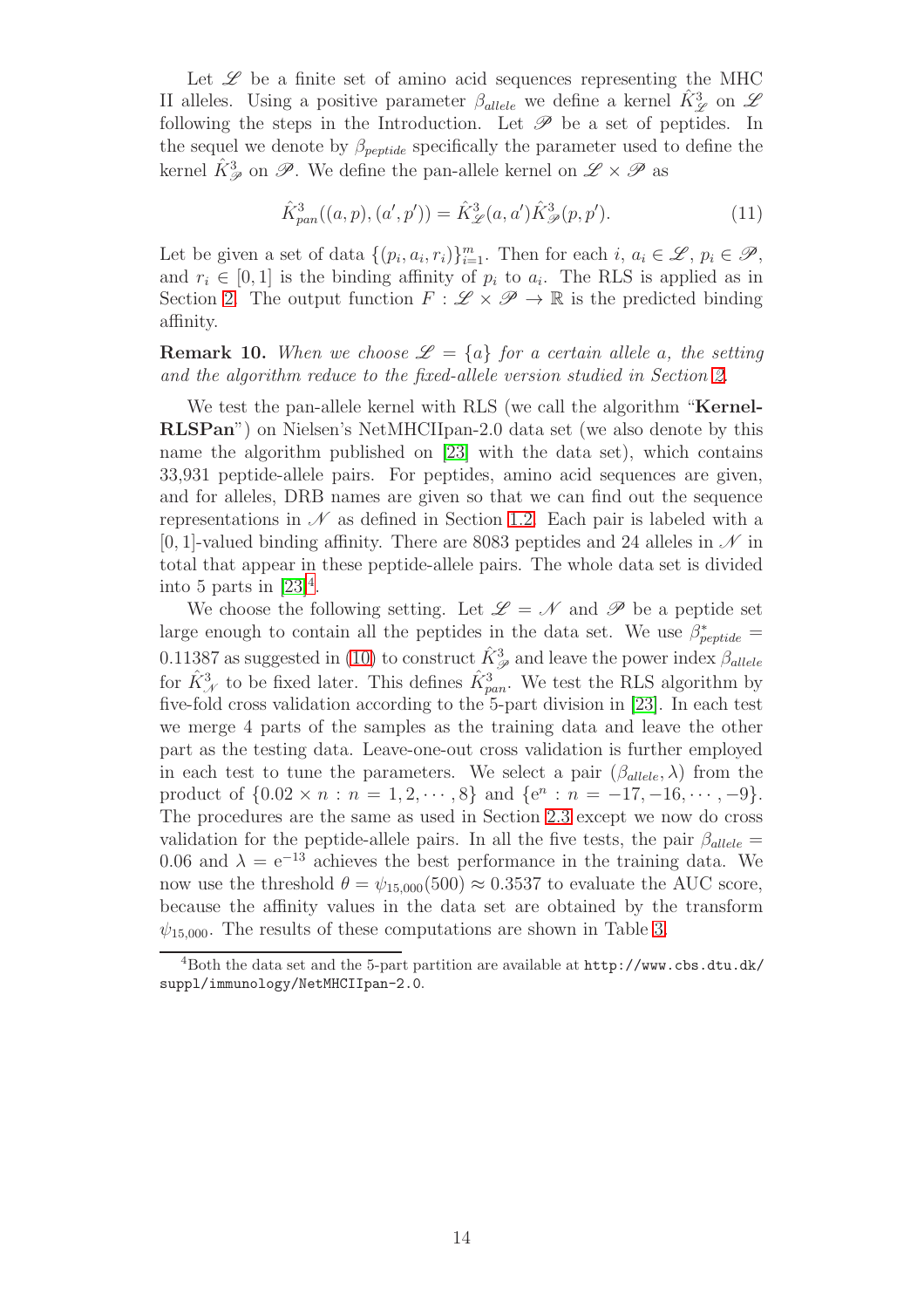Let $\mathscr{L}$ be a finite set of amino acid sequences representing the MHC II alleles. Using a positive parameter $\beta_{allele}$ we define a kernel $\hat{K}^3_{\mathscr{L}}$ on $\mathscr{L}$ following the steps in the Introduction. Let $\mathscr{P}$ be a set of peptides. In the sequel we denote by $\beta_{peptide}$ specifically the parameter used to define the kernel $\hat{K}^3_{\mathscr{P}}$ on $\mathscr{P}$. We define the pan-allele kernel on $\mathscr{L} \times \mathscr{P}$ as

$$\hat{K}^3_{pan}((a,p),(a',p')) = \hat{K}^3_{\mathscr{L}}(a,a')\hat{K}^3_{\mathscr{P}}(p,p'). \tag{11}$$

Let be given a set of data $\{(p_i, a_i, r_i)\}_{i=1}^m$. Then for each $i$, $a_i \in \mathscr{L}$, $p_i \in \mathscr{P}$, and $r_i \in [0,1]$ is the binding affinity of $p_i$ to $a_i$. The RLS is applied as in Section 2. The output function $F : \mathscr{L} \times \mathscr{P} \to \mathbb{R}$ is the predicted binding affinity.

**Remark 10.** *When we choose $\mathscr{L} = \{a\}$ for a certain allele $a$, the setting and the algorithm reduce to the fixed-allele version studied in Section 2.*

We test the pan-allele kernel with RLS (we call the algorithm "**KernelRLSPan**") on Nielsen's NetMHCIIpan-2.0 data set (we also denote by this name the algorithm published on [23] with the data set), which contains 33,931 peptide-allele pairs. For peptides, amino acid sequences are given, and for alleles, DRB names are given so that we can find out the sequence representations in $\mathscr{N}$ as defined in Section 1.2. Each pair is labeled with a $[0,1]$-valued binding affinity. There are 8083 peptides and 24 alleles in $\mathscr{N}$ in total that appear in these peptide-allele pairs. The whole data set is divided into 5 parts in [23][4].

We choose the following setting. Let $\mathscr{L} = \mathscr{N}$ and $\mathscr{P}$ be a peptide set large enough to contain all the peptides in the data set. We use $\beta^*_{peptide} = 0.11387$ as suggested in (10) to construct $\hat{K}^3_{\mathscr{P}}$ and leave the power index $\beta_{allele}$ for $\hat{K}^3_{\mathscr{N}}$ to be fixed later. This defines $\hat{K}^3_{pan}$. We test the RLS algorithm by five-fold cross validation according to the 5-part division in [23]. In each test we merge 4 parts of the samples as the training data and leave the other part as the testing data. Leave-one-out cross validation is further employed in each test to tune the parameters. We select a pair $(\beta_{allele}, \lambda)$ from the product of $\{0.02 \times n : n = 1, 2, \cdots, 8\}$ and $\{\mathrm{e}^n : n = -17, -16, \cdots, -9\}$. The procedures are the same as used in Section 2.3 except we now do cross validation for the peptide-allele pairs. In all the five tests, the pair $\beta_{allele} = 0.06$ and $\lambda = \mathrm{e}^{-13}$ achieves the best performance in the training data. We now use the threshold $\theta = \psi_{15,000}(500) \approx 0.3537$ to evaluate the AUC score, because the affinity values in the data set are obtained by the transform $\psi_{15,000}$. The results of these computations are shown in Table 3.

[4]Both the data set and the 5-part partition are available at `http://www.cbs.dtu.dk/suppl/immunology/NetMHCIIpan-2.0`.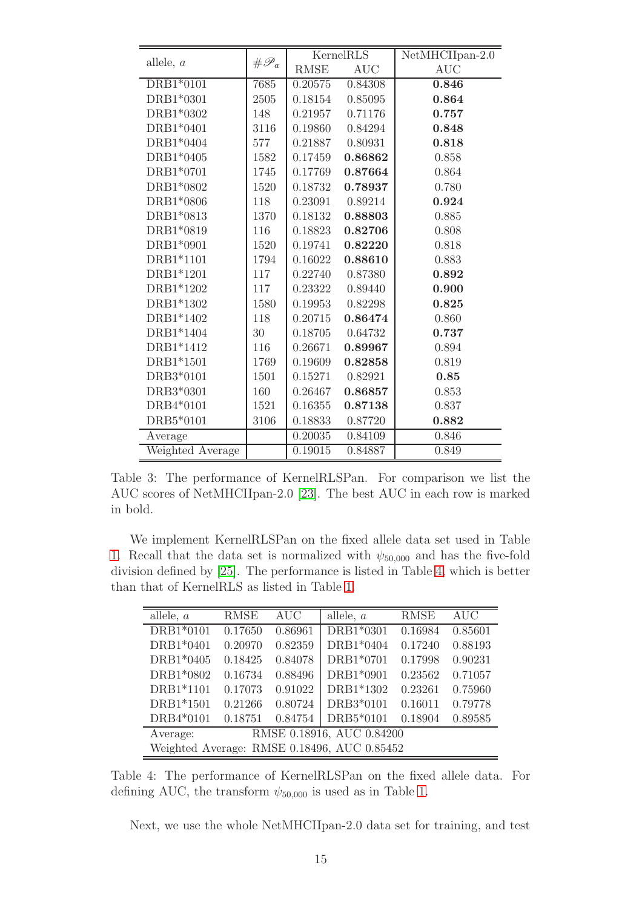| allele, $a$ | $\#\mathscr{P}_a$ | KernelRLS | | NetMHCIIpan-2.0 |
|---|---|---|---|---|
| | | RMSE | AUC | AUC |
| DRB1*0101 | 7685 | 0.20575 | 0.84308 | **0.846** |
| DRB1*0301 | 2505 | 0.18154 | 0.85095 | **0.864** |
| DRB1*0302 | 148 | 0.21957 | 0.71176 | **0.757** |
| DRB1*0401 | 3116 | 0.19860 | 0.84294 | **0.848** |
| DRB1*0404 | 577 | 0.21887 | 0.80931 | **0.818** |
| DRB1*0405 | 1582 | 0.17459 | **0.86862** | 0.858 |
| DRB1*0701 | 1745 | 0.17769 | **0.87664** | 0.864 |
| DRB1*0802 | 1520 | 0.18732 | **0.78937** | 0.780 |
| DRB1*0806 | 118 | 0.23091 | 0.89214 | **0.924** |
| DRB1*0813 | 1370 | 0.18132 | **0.88803** | 0.885 |
| DRB1*0819 | 116 | 0.18823 | **0.82706** | 0.808 |
| DRB1*0901 | 1520 | 0.19741 | **0.82220** | 0.818 |
| DRB1*1101 | 1794 | 0.16022 | **0.88610** | 0.883 |
| DRB1*1201 | 117 | 0.22740 | 0.87380 | **0.892** |
| DRB1*1202 | 117 | 0.23322 | 0.89440 | **0.900** |
| DRB1*1302 | 1580 | 0.19953 | 0.82298 | **0.825** |
| DRB1*1402 | 118 | 0.20715 | **0.86474** | 0.860 |
| DRB1*1404 | 30 | 0.18705 | 0.64732 | **0.737** |
| DRB1*1412 | 116 | 0.26671 | **0.89967** | 0.894 |
| DRB1*1501 | 1769 | 0.19609 | **0.82858** | 0.819 |
| DRB3*0101 | 1501 | 0.15271 | 0.82921 | **0.85** |
| DRB3*0301 | 160 | 0.26467 | **0.86857** | 0.853 |
| DRB4*0101 | 1521 | 0.16355 | **0.87138** | 0.837 |
| DRB5*0101 | 3106 | 0.18833 | 0.87720 | **0.882** |
| Average | | 0.20035 | 0.84109 | 0.846 |
| Weighted Average | | 0.19015 | 0.84887 | 0.849 |

Table 3: The performance of KernelRLSPan. For comparison we list the AUC scores of NetMHCIIpan-2.0 [23]. The best AUC in each row is marked in bold.

We implement KernelRLSPan on the fixed allele data set used in Table 1. Recall that the data set is normalized with $\psi_{50,000}$ and has the five-fold division defined by [25]. The performance is listed in Table 4, which is better than that of KernelRLS as listed in Table 1.

| allele, $a$ | RMSE | AUC | allele, $a$ | RMSE | AUC |
|---|---|---|---|---|---|
| DRB1*0101 | 0.17650 | 0.86961 | DRB1*0301 | 0.16984 | 0.85601 |
| DRB1*0401 | 0.20970 | 0.82359 | DRB1*0404 | 0.17240 | 0.88193 |
| DRB1*0405 | 0.18425 | 0.84078 | DRB1*0701 | 0.17998 | 0.90231 |
| DRB1*0802 | 0.16734 | 0.88496 | DRB1*0901 | 0.23562 | 0.71057 |
| DRB1*1101 | 0.17073 | 0.91022 | DRB1*1302 | 0.23261 | 0.75960 |
| DRB1*1501 | 0.21266 | 0.80724 | DRB3*0101 | 0.16011 | 0.79778 |
| DRB4*0101 | 0.18751 | 0.84754 | DRB5*0101 | 0.18904 | 0.89585 |
| Average: | RMSE 0.18916, AUC 0.84200 | | | | |
| Weighted Average: RMSE 0.18496, AUC 0.85452 | | | | | |

Table 4: The performance of KernelRLSPan on the fixed allele data. For defining AUC, the transform $\psi_{50,000}$ is used as in Table 1.

Next, we use the whole NetMHCIIpan-2.0 data set for training, and test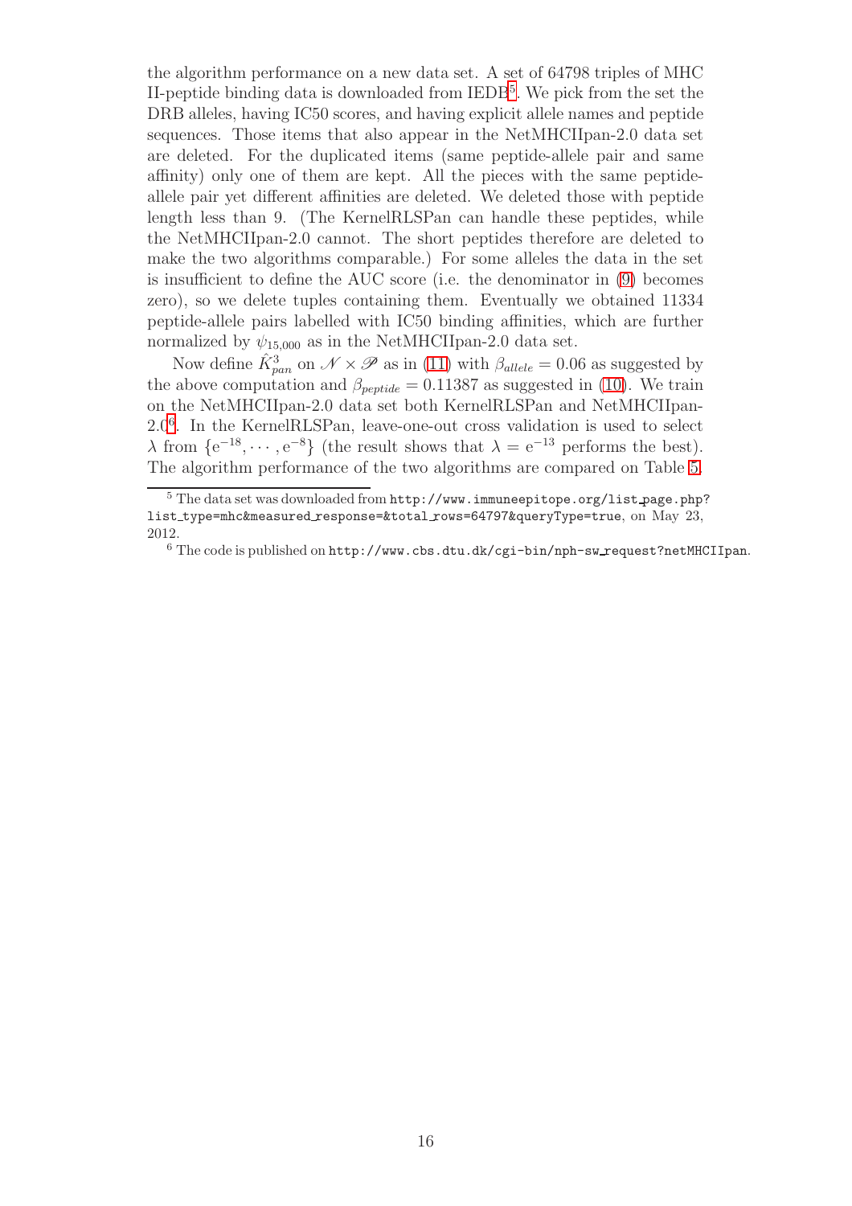the algorithm performance on a new data set. A set of 64798 triples of MHC II-peptide binding data is downloaded from IEDB[5]. We pick from the set the DRB alleles, having IC50 scores, and having explicit allele names and peptide sequences. Those items that also appear in the NetMHCIIpan-2.0 data set are deleted. For the duplicated items (same peptide-allele pair and same affinity) only one of them are kept. All the pieces with the same peptide-allele pair yet different affinities are deleted. We deleted those with peptide length less than 9. (The KernelRLSPan can handle these peptides, while the NetMHCIIpan-2.0 cannot. The short peptides therefore are deleted to make the two algorithms comparable.) For some alleles the data in the set is insufficient to define the AUC score (i.e. the denominator in (9) becomes zero), so we delete tuples containing them. Eventually we obtained 11334 peptide-allele pairs labelled with IC50 binding affinities, which are further normalized by $\psi_{15,000}$ as in the NetMHCIIpan-2.0 data set.

Now define $\hat{K}^3_{pan}$ on $\mathscr{N} \times \mathscr{P}$ as in (11) with $\beta_{allele} = 0.06$ as suggested by the above computation and $\beta_{peptide} = 0.11387$ as suggested in (10). We train on the NetMHCIIpan-2.0 data set both KernelRLSPan and NetMHCIIpan-2.0[6]. In the KernelRLSPan, leave-one-out cross validation is used to select $\lambda$ from $\{e^{-18}, \cdots, e^{-8}\}$ (the result shows that $\lambda = e^{-13}$ performs the best). The algorithm performance of the two algorithms are compared on Table 5.

[5] The data set was downloaded from `http://www.immuneepitope.org/list_page.php?list_type=mhc&measured_response=&total_rows=64797&queryType=true`, on May 23, 2012.

[6] The code is published on `http://www.cbs.dtu.dk/cgi-bin/nph-sw_request?netMHCIIpan`.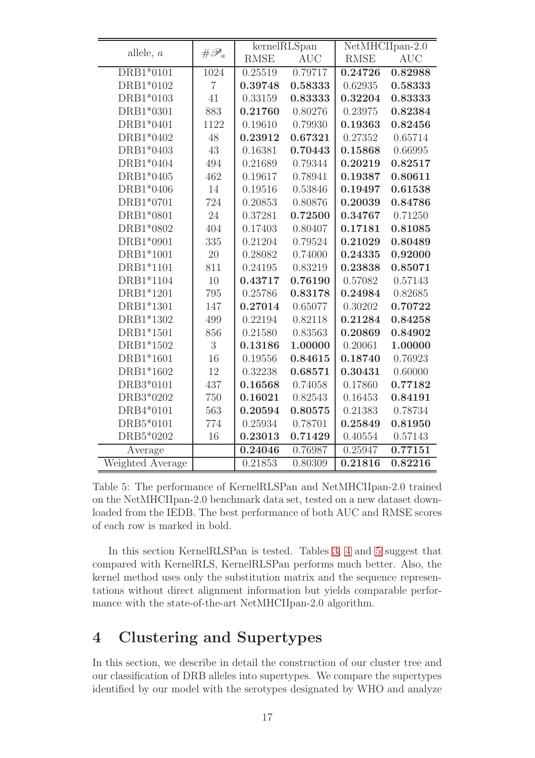| allele, $a$ | $\#\mathscr{P}_a$ | kernelRLSpan | | NetMHCIIpan-2.0 | |
|---|---|---|---|---|---|
| | | RMSE | AUC | RMSE | AUC |
| DRB1*0101 | 1024 | 0.25519 | 0.79717 | **0.24726** | **0.82988** |
| DRB1*0102 | 7 | **0.39748** | **0.58333** | 0.62935 | **0.58333** |
| DRB1*0103 | 41 | 0.33159 | **0.83333** | **0.32204** | **0.83333** |
| DRB1*0301 | 883 | **0.21760** | 0.80276 | 0.23975 | **0.82384** |
| DRB1*0401 | 1122 | 0.19610 | 0.79930 | **0.19363** | **0.82456** |
| DRB1*0402 | 48 | **0.23912** | **0.67321** | 0.27352 | 0.65714 |
| DRB1*0403 | 43 | 0.16381 | **0.70443** | **0.15868** | 0.66995 |
| DRB1*0404 | 494 | 0.21689 | 0.79344 | **0.20219** | **0.82517** |
| DRB1*0405 | 462 | 0.19617 | 0.78941 | **0.19387** | **0.80611** |
| DRB1*0406 | 14 | 0.19516 | 0.53846 | **0.19497** | **0.61538** |
| DRB1*0701 | 724 | 0.20853 | 0.80876 | **0.20039** | **0.84786** |
| DRB1*0801 | 24 | 0.37281 | **0.72500** | **0.34767** | 0.71250 |
| DRB1*0802 | 404 | 0.17403 | 0.80407 | **0.17181** | **0.81085** |
| DRB1*0901 | 335 | 0.21204 | 0.79524 | **0.21029** | **0.80489** |
| DRB1*1001 | 20 | 0.28082 | 0.74000 | **0.24335** | **0.92000** |
| DRB1*1101 | 811 | 0.24195 | 0.83219 | **0.23838** | **0.85071** |
| DRB1*1104 | 10 | **0.43717** | **0.76190** | 0.57082 | 0.57143 |
| DRB1*1201 | 795 | 0.25786 | **0.83178** | **0.24984** | 0.82685 |
| DRB1*1301 | 147 | **0.27014** | 0.65077 | 0.30202 | **0.70722** |
| DRB1*1302 | 499 | 0.22194 | 0.82118 | **0.21284** | **0.84258** |
| DRB1*1501 | 856 | 0.21580 | 0.83563 | **0.20869** | **0.84902** |
| DRB1*1502 | 3 | **0.13186** | **1.00000** | 0.20061 | **1.00000** |
| DRB1*1601 | 16 | 0.19556 | **0.84615** | **0.18740** | 0.76923 |
| DRB1*1602 | 12 | 0.32238 | **0.68571** | **0.30431** | 0.60000 |
| DRB3*0101 | 437 | **0.16568** | 0.74058 | 0.17860 | **0.77182** |
| DRB3*0202 | 750 | **0.16021** | 0.82543 | 0.16453 | **0.84191** |
| DRB4*0101 | 563 | **0.20594** | **0.80575** | 0.21383 | 0.78734 |
| DRB5*0101 | 774 | 0.25934 | 0.78701 | **0.25849** | **0.81950** |
| DRB5*0202 | 16 | **0.23013** | **0.71429** | 0.40554 | 0.57143 |
| Average | | **0.24046** | 0.76987 | 0.25947 | **0.77151** |
| Weighted Average | | 0.21853 | 0.80309 | **0.21816** | **0.82216** |

Table 5: The performance of KernelRLSPan and NetMHCIIpan-2.0 trained on the NetMHCIIpan-2.0 benchmark data set, tested on a new dataset downloaded from the IEDB. The best performance of both AUC and RMSE scores of each row is marked in bold.

In this section KernelRLSPan is tested. Tables 3, 4 and 5 suggest that compared with KernelRLS, KernelRLSPan performs much better. Also, the kernel method uses only the substitution matrix and the sequence representations without direct alignment information but yields comparable performance with the state-of-the-art NetMHCIIpan-2.0 algorithm.

# 4 Clustering and Supertypes

In this section, we describe in detail the construction of our cluster tree and our classification of DRB alleles into supertypes. We compare the supertypes identified by our model with the serotypes designated by WHO and analyze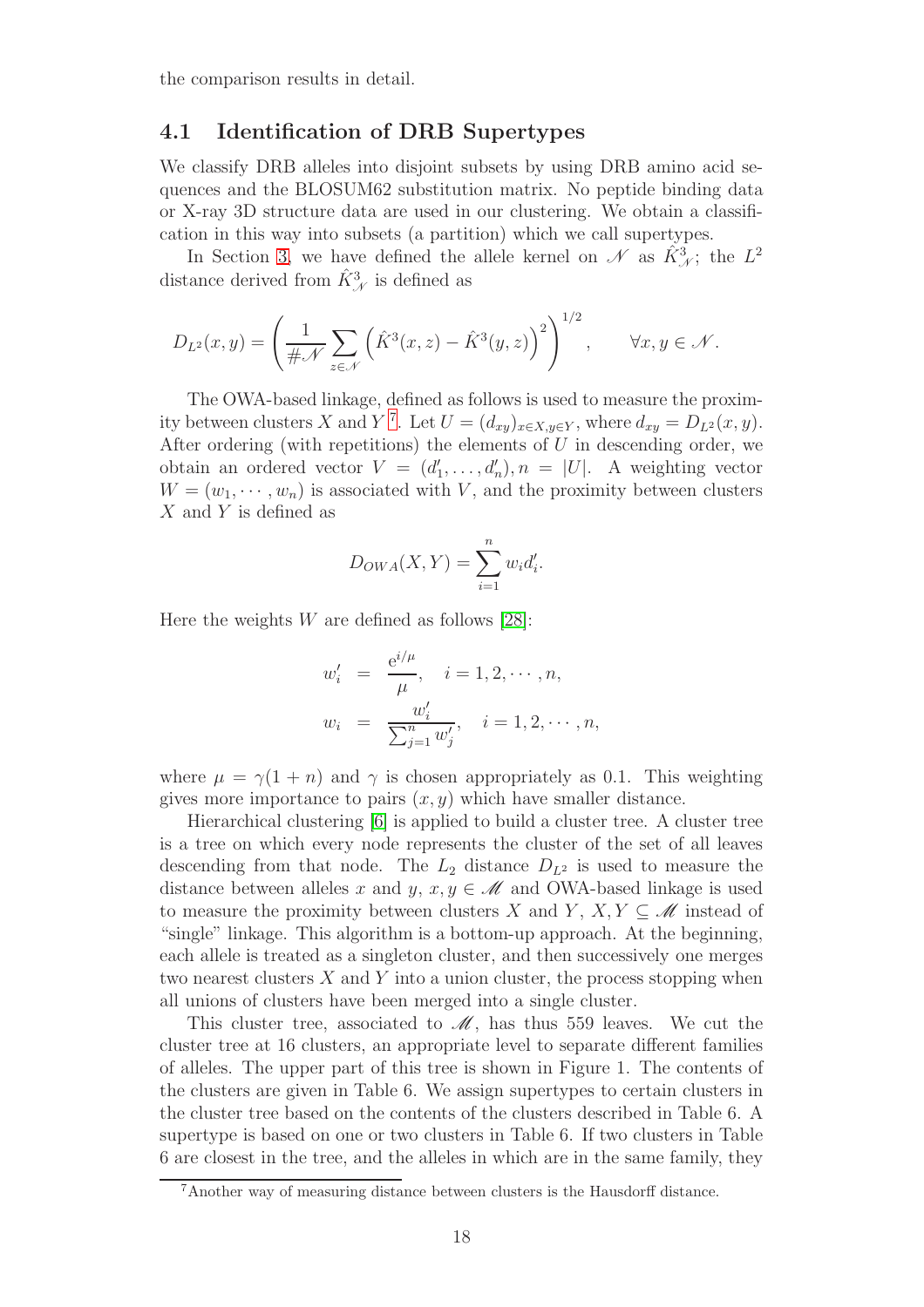the comparison results in detail.

### 4.1 Identification of DRB Supertypes

We classify DRB alleles into disjoint subsets by using DRB amino acid sequences and the BLOSUM62 substitution matrix. No peptide binding data or X-ray 3D structure data are used in our clustering. We obtain a classification in this way into subsets (a partition) which we call supertypes.

In Section 3, we have defined the allele kernel on $\mathscr{N}$ as $\hat{K}^3_{\mathscr{N}}$; the $L^2$ distance derived from $\hat{K}^3_{\mathscr{N}}$ is defined as

$$D_{L^2}(x, y) = \left( \frac{1}{\#\mathscr{N}} \sum_{z \in \mathscr{N}} \left( \hat{K}^3(x, z) - \hat{K}^3(y, z) \right)^2 \right)^{1/2}, \qquad \forall x, y \in \mathscr{N}.$$

The OWA-based linkage, defined as follows is used to measure the proximity between clusters $X$ and $Y$ [7]. Let $U = (d_{xy})_{x \in X, y \in Y}$, where $d_{xy} = D_{L^2}(x, y)$. After ordering (with repetitions) the elements of $U$ in descending order, we obtain an ordered vector $V = (d'_1, \ldots, d'_n), n = |U|$. A weighting vector $W = (w_1, \cdots, w_n)$ is associated with $V$, and the proximity between clusters $X$ and $Y$ is defined as

$$D_{OWA}(X, Y) = \sum_{i=1}^{n} w_i d'_i.$$

Here the weights $W$ are defined as follows [28]:

$$\begin{aligned} w'_i &= \frac{e^{i/\mu}}{\mu}, \quad i = 1, 2, \cdots, n, \\ w_i &= \frac{w'_i}{\sum_{j=1}^{n} w'_j}, \quad i = 1, 2, \cdots, n, \end{aligned}$$

where $\mu = \gamma(1 + n)$ and $\gamma$ is chosen appropriately as 0.1. This weighting gives more importance to pairs $(x, y)$ which have smaller distance.

Hierarchical clustering [6] is applied to build a cluster tree. A cluster tree is a tree on which every node represents the cluster of the set of all leaves descending from that node. The $L_2$ distance $D_{L^2}$ is used to measure the distance between alleles $x$ and $y$, $x, y \in \mathscr{M}$ and OWA-based linkage is used to measure the proximity between clusters $X$ and $Y$, $X, Y \subseteq \mathscr{M}$ instead of "single" linkage. This algorithm is a bottom-up approach. At the beginning, each allele is treated as a singleton cluster, and then successively one merges two nearest clusters $X$ and $Y$ into a union cluster, the process stopping when all unions of clusters have been merged into a single cluster.

This cluster tree, associated to $\mathscr{M}$, has thus 559 leaves. We cut the cluster tree at 16 clusters, an appropriate level to separate different families of alleles. The upper part of this tree is shown in Figure 1. The contents of the clusters are given in Table 6. We assign supertypes to certain clusters in the cluster tree based on the contents of the clusters described in Table 6. A supertype is based on one or two clusters in Table 6. If two clusters in Table 6 are closest in the tree, and the alleles in which are in the same family, they

[7]Another way of measuring distance between clusters is the Hausdorff distance.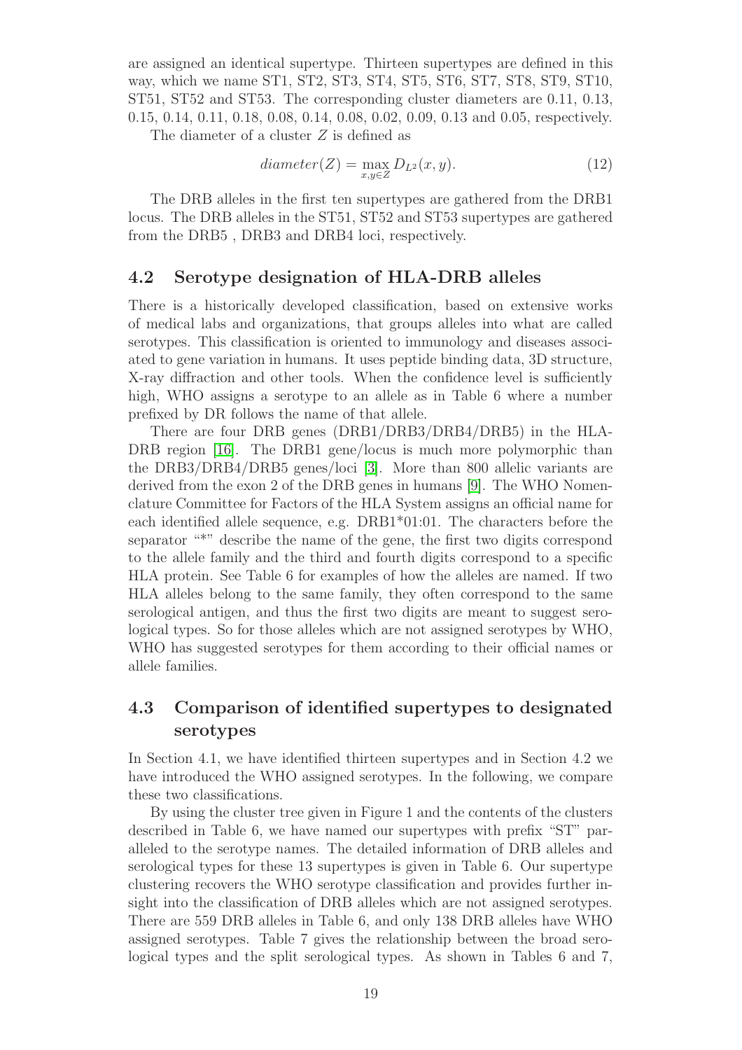are assigned an identical supertype. Thirteen supertypes are defined in this way, which we name ST1, ST2, ST3, ST4, ST5, ST6, ST7, ST8, ST9, ST10, ST51, ST52 and ST53. The corresponding cluster diameters are 0.11, 0.13, 0.15, 0.14, 0.11, 0.18, 0.08, 0.14, 0.08, 0.02, 0.09, 0.13 and 0.05, respectively.

The diameter of a cluster $Z$ is defined as

$$diameter(Z) = \max_{x,y \in Z} D_{L^2}(x, y). \tag{12}$$

The DRB alleles in the first ten supertypes are gathered from the DRB1 locus. The DRB alleles in the ST51, ST52 and ST53 supertypes are gathered from the DRB5 , DRB3 and DRB4 loci, respectively.

## 4.2 Serotype designation of HLA-DRB alleles

There is a historically developed classification, based on extensive works of medical labs and organizations, that groups alleles into what are called serotypes. This classification is oriented to immunology and diseases associated to gene variation in humans. It uses peptide binding data, 3D structure, X-ray diffraction and other tools. When the confidence level is sufficiently high, WHO assigns a serotype to an allele as in Table 6 where a number prefixed by DR follows the name of that allele.

There are four DRB genes (DRB1/DRB3/DRB4/DRB5) in the HLA-DRB region [16]. The DRB1 gene/locus is much more polymorphic than the DRB3/DRB4/DRB5 genes/loci [3]. More than 800 allelic variants are derived from the exon 2 of the DRB genes in humans [9]. The WHO Nomenclature Committee for Factors of the HLA System assigns an official name for each identified allele sequence, e.g. DRB1*01:01. The characters before the separator "*" describe the name of the gene, the first two digits correspond to the allele family and the third and fourth digits correspond to a specific HLA protein. See Table 6 for examples of how the alleles are named. If two HLA alleles belong to the same family, they often correspond to the same serological antigen, and thus the first two digits are meant to suggest serological types. So for those alleles which are not assigned serotypes by WHO, WHO has suggested serotypes for them according to their official names or allele families.

## 4.3 Comparison of identified supertypes to designated serotypes

In Section 4.1, we have identified thirteen supertypes and in Section 4.2 we have introduced the WHO assigned serotypes. In the following, we compare these two classifications.

By using the cluster tree given in Figure 1 and the contents of the clusters described in Table 6, we have named our supertypes with prefix "ST" paralleled to the serotype names. The detailed information of DRB alleles and serological types for these 13 supertypes is given in Table 6. Our supertype clustering recovers the WHO serotype classification and provides further insight into the classification of DRB alleles which are not assigned serotypes. There are 559 DRB alleles in Table 6, and only 138 DRB alleles have WHO assigned serotypes. Table 7 gives the relationship between the broad serological types and the split serological types. As shown in Tables 6 and 7,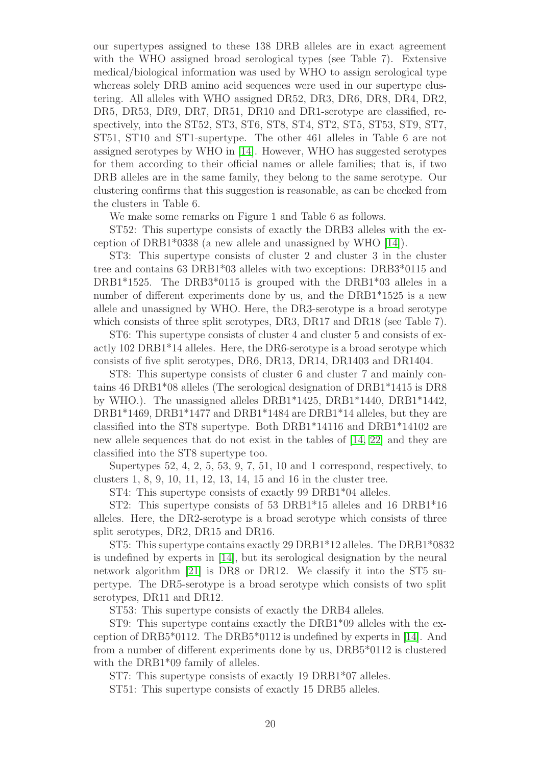our supertypes assigned to these 138 DRB alleles are in exact agreement with the WHO assigned broad serological types (see Table 7). Extensive medical/biological information was used by WHO to assign serological type whereas solely DRB amino acid sequences were used in our supertype clustering. All alleles with WHO assigned DR52, DR3, DR6, DR8, DR4, DR2, DR5, DR53, DR9, DR7, DR51, DR10 and DR1-serotype are classified, respectively, into the ST52, ST3, ST6, ST8, ST4, ST2, ST5, ST53, ST9, ST7, ST51, ST10 and ST1-supertype. The other 461 alleles in Table 6 are not assigned serotypes by WHO in [14]. However, WHO has suggested serotypes for them according to their official names or allele families; that is, if two DRB alleles are in the same family, they belong to the same serotype. Our clustering confirms that this suggestion is reasonable, as can be checked from the clusters in Table 6.

We make some remarks on Figure 1 and Table 6 as follows.

ST52: This supertype consists of exactly the DRB3 alleles with the exception of DRB1*0338 (a new allele and unassigned by WHO [14]).

ST3: This supertype consists of cluster 2 and cluster 3 in the cluster tree and contains 63 DRB1*03 alleles with two exceptions: DRB3*0115 and DRB1*1525. The DRB3*0115 is grouped with the DRB1*03 alleles in a number of different experiments done by us, and the DRB1*1525 is a new allele and unassigned by WHO. Here, the DR3-serotype is a broad serotype which consists of three split serotypes, DR3, DR17 and DR18 (see Table 7).

ST6: This supertype consists of cluster 4 and cluster 5 and consists of exactly 102 DRB1*14 alleles. Here, the DR6-serotype is a broad serotype which consists of five split serotypes, DR6, DR13, DR14, DR1403 and DR1404.

ST8: This supertype consists of cluster 6 and cluster 7 and mainly contains 46 DRB1*08 alleles (The serological designation of DRB1*1415 is DR8 by WHO.). The unassigned alleles DRB1*1425, DRB1*1440, DRB1*1442, DRB1*1469, DRB1*1477 and DRB1*1484 are DRB1*14 alleles, but they are classified into the ST8 supertype. Both DRB1*14116 and DRB1*14102 are new allele sequences that do not exist in the tables of [14, 22] and they are classified into the ST8 supertype too.

Supertypes 52, 4, 2, 5, 53, 9, 7, 51, 10 and 1 correspond, respectively, to clusters 1, 8, 9, 10, 11, 12, 13, 14, 15 and 16 in the cluster tree.

ST4: This supertype consists of exactly 99 DRB1*04 alleles.

ST2: This supertype consists of 53 DRB1*15 alleles and 16 DRB1*16 alleles. Here, the DR2-serotype is a broad serotype which consists of three split serotypes, DR2, DR15 and DR16.

ST5: This supertype contains exactly 29 DRB1*12 alleles. The DRB1*0832 is undefined by experts in [14], but its serological designation by the neural network algorithm [21] is DR8 or DR12. We classify it into the ST5 supertype. The DR5-serotype is a broad serotype which consists of two split serotypes, DR11 and DR12.

ST53: This supertype consists of exactly the DRB4 alleles.

ST9: This supertype contains exactly the DRB1*09 alleles with the exception of DRB5*0112. The DRB5*0112 is undefined by experts in [14]. And from a number of different experiments done by us, DRB5*0112 is clustered with the DRB1*09 family of alleles.

ST7: This supertype consists of exactly 19 DRB1*07 alleles.

ST51: This supertype consists of exactly 15 DRB5 alleles.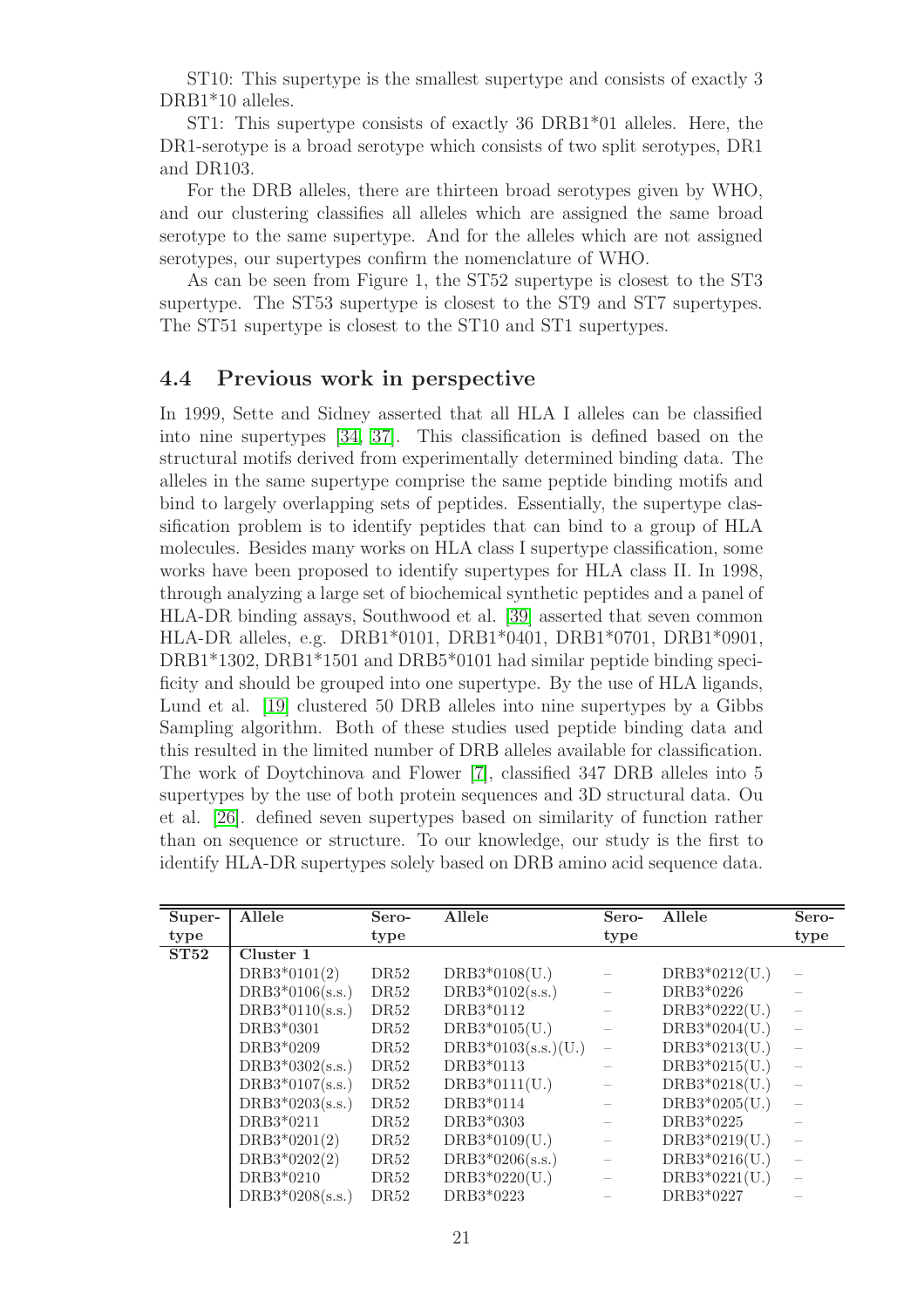ST10: This supertype is the smallest supertype and consists of exactly 3 DRB1*10 alleles.

ST1: This supertype consists of exactly 36 DRB1*01 alleles. Here, the DR1-serotype is a broad serotype which consists of two split serotypes, DR1 and DR103.

For the DRB alleles, there are thirteen broad serotypes given by WHO, and our clustering classifies all alleles which are assigned the same broad serotype to the same supertype. And for the alleles which are not assigned serotypes, our supertypes confirm the nomenclature of WHO.

As can be seen from Figure 1, the ST52 supertype is closest to the ST3 supertype. The ST53 supertype is closest to the ST9 and ST7 supertypes. The ST51 supertype is closest to the ST10 and ST1 supertypes.

## 4.4 Previous work in perspective

In 1999, Sette and Sidney asserted that all HLA I alleles can be classified into nine supertypes [34, 37]. This classification is defined based on the structural motifs derived from experimentally determined binding data. The alleles in the same supertype comprise the same peptide binding motifs and bind to largely overlapping sets of peptides. Essentially, the supertype classification problem is to identify peptides that can bind to a group of HLA molecules. Besides many works on HLA class I supertype classification, some works have been proposed to identify supertypes for HLA class II. In 1998, through analyzing a large set of biochemical synthetic peptides and a panel of HLA-DR binding assays, Southwood et al. [39] asserted that seven common HLA-DR alleles, e.g. DRB1*0101, DRB1*0401, DRB1*0701, DRB1*0901, DRB1*1302, DRB1*1501 and DRB5*0101 had similar peptide binding specificity and should be grouped into one supertype. By the use of HLA ligands, Lund et al. [19] clustered 50 DRB alleles into nine supertypes by a Gibbs Sampling algorithm. Both of these studies used peptide binding data and this resulted in the limited number of DRB alleles available for classification. The work of Doytchinova and Flower [7], classified 347 DRB alleles into 5 supertypes by the use of both protein sequences and 3D structural data. Ou et al. [26]. defined seven supertypes based on similarity of function rather than on sequence or structure. To our knowledge, our study is the first to identify HLA-DR supertypes solely based on DRB amino acid sequence data.

| Supertype | Allele | Serotype | Allele | Serotype | Allele | Serotype |
|---|---|---|---|---|---|---|
| **ST52** | **Cluster 1** | | | | | |
| | DRB3*0101(2) | DR52 | DRB3*0108(U.) | – | DRB3*0212(U.) | – |
| | DRB3*0106(s.s.) | DR52 | DRB3*0102(s.s.) | – | DRB3*0226 | – |
| | DRB3*0110(s.s.) | DR52 | DRB3*0112 | – | DRB3*0222(U.) | – |
| | DRB3*0301 | DR52 | DRB3*0105(U.) | – | DRB3*0204(U.) | – |
| | DRB3*0209 | DR52 | DRB3*0103(s.s.)(U.) | – | DRB3*0213(U.) | – |
| | DRB3*0302(s.s.) | DR52 | DRB3*0113 | – | DRB3*0215(U.) | – |
| | DRB3*0107(s.s.) | DR52 | DRB3*0111(U.) | – | DRB3*0218(U.) | – |
| | DRB3*0203(s.s.) | DR52 | DRB3*0114 | – | DRB3*0205(U.) | – |
| | DRB3*0211 | DR52 | DRB3*0303 | – | DRB3*0225 | – |
| | DRB3*0201(2) | DR52 | DRB3*0109(U.) | – | DRB3*0219(U.) | – |
| | DRB3*0202(2) | DR52 | DRB3*0206(s.s.) | – | DRB3*0216(U.) | – |
| | DRB3*0210 | DR52 | DRB3*0220(U.) | – | DRB3*0221(U.) | – |
| | DRB3*0208(s.s.) | DR52 | DRB3*0223 | – | DRB3*0227 | – |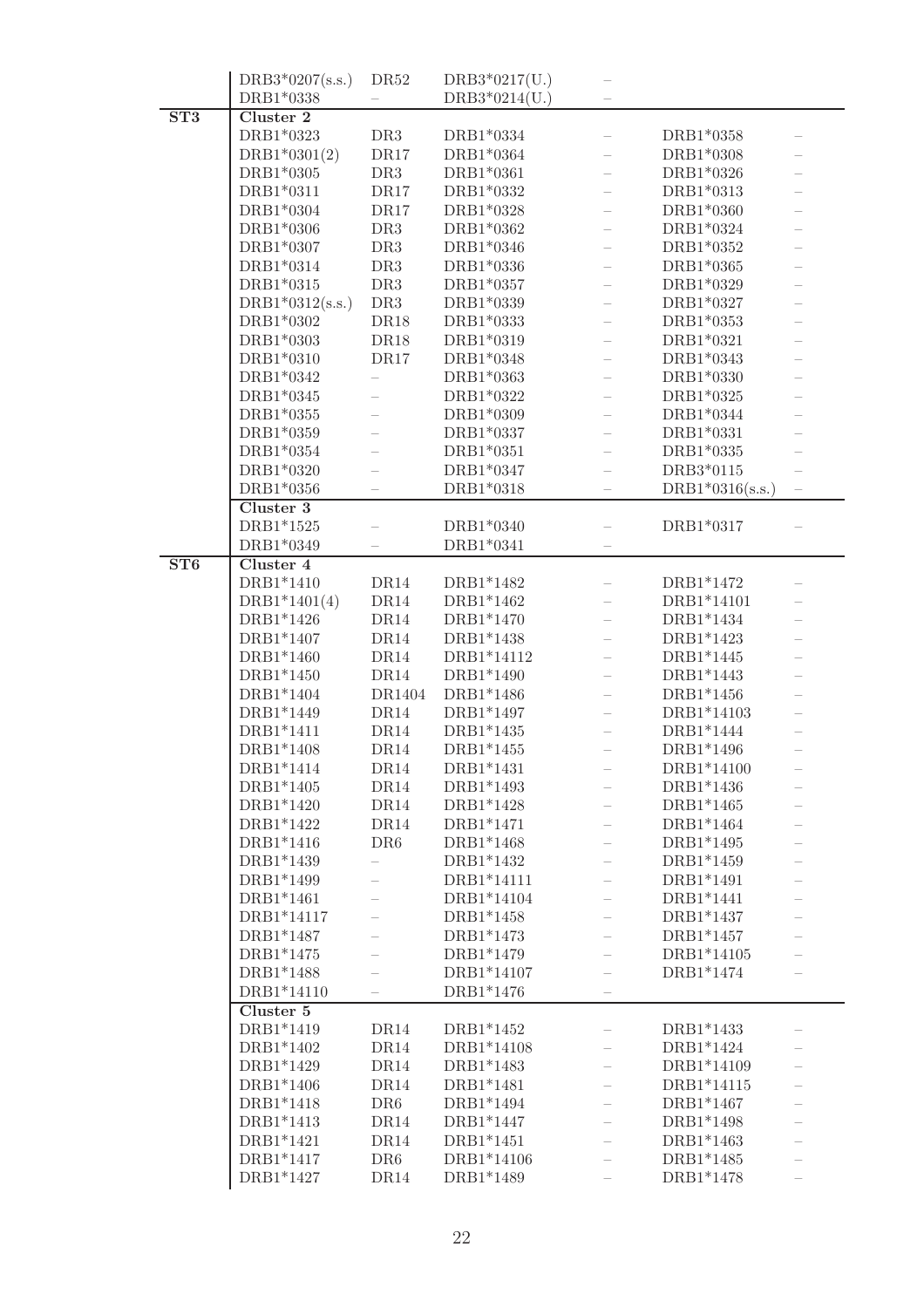| | | | | | | |
|---|---|---|---|---|---|---|
| | DRB3*0207(s.s.) | DR52 | DRB3*0217(U.) | – | | |
| | DRB1*0338 | – | DRB3*0214(U.) | – | | |
| **ST3** | **Cluster 2** | | | | | |
| | DRB1*0323 | DR3 | DRB1*0334 | – | DRB1*0358 | – |
| | DRB1*0301(2) | DR17 | DRB1*0364 | – | DRB1*0308 | – |
| | DRB1*0305 | DR3 | DRB1*0361 | – | DRB1*0326 | – |
| | DRB1*0311 | DR17 | DRB1*0332 | – | DRB1*0313 | – |
| | DRB1*0304 | DR17 | DRB1*0328 | – | DRB1*0360 | – |
| | DRB1*0306 | DR3 | DRB1*0362 | – | DRB1*0324 | – |
| | DRB1*0307 | DR3 | DRB1*0346 | – | DRB1*0352 | – |
| | DRB1*0314 | DR3 | DRB1*0336 | – | DRB1*0365 | – |
| | DRB1*0315 | DR3 | DRB1*0357 | – | DRB1*0329 | – |
| | DRB1*0312(s.s.) | DR3 | DRB1*0339 | – | DRB1*0327 | – |
| | DRB1*0302 | DR18 | DRB1*0333 | – | DRB1*0353 | – |
| | DRB1*0303 | DR18 | DRB1*0319 | – | DRB1*0321 | – |
| | DRB1*0310 | DR17 | DRB1*0348 | – | DRB1*0343 | – |
| | DRB1*0342 | – | DRB1*0363 | – | DRB1*0330 | – |
| | DRB1*0345 | – | DRB1*0322 | – | DRB1*0325 | – |
| | DRB1*0355 | – | DRB1*0309 | – | DRB1*0344 | – |
| | DRB1*0359 | – | DRB1*0337 | – | DRB1*0331 | – |
| | DRB1*0354 | – | DRB1*0351 | – | DRB1*0335 | – |
| | DRB1*0320 | – | DRB1*0347 | – | DRB3*0115 | – |
| | DRB1*0356 | – | DRB1*0318 | – | DRB1*0316(s.s.) | – |
| | **Cluster 3** | | | | | |
| | DRB1*1525 | – | DRB1*0340 | – | DRB1*0317 | – |
| | DRB1*0349 | – | DRB1*0341 | – | | |
| **ST6** | **Cluster 4** | | | | | |
| | DRB1*1410 | DR14 | DRB1*1482 | – | DRB1*1472 | – |
| | DRB1*1401(4) | DR14 | DRB1*1462 | – | DRB1*14101 | – |
| | DRB1*1426 | DR14 | DRB1*1470 | – | DRB1*1434 | – |
| | DRB1*1407 | DR14 | DRB1*1438 | – | DRB1*1423 | – |
| | DRB1*1460 | DR14 | DRB1*14112 | – | DRB1*1445 | – |
| | DRB1*1450 | DR14 | DRB1*1490 | – | DRB1*1443 | – |
| | DRB1*1404 | DR1404 | DRB1*1486 | – | DRB1*1456 | – |
| | DRB1*1449 | DR14 | DRB1*1497 | – | DRB1*14103 | – |
| | DRB1*1411 | DR14 | DRB1*1435 | – | DRB1*1444 | – |
| | DRB1*1408 | DR14 | DRB1*1455 | – | DRB1*1496 | – |
| | DRB1*1414 | DR14 | DRB1*1431 | – | DRB1*14100 | – |
| | DRB1*1405 | DR14 | DRB1*1493 | – | DRB1*1436 | – |
| | DRB1*1420 | DR14 | DRB1*1428 | – | DRB1*1465 | – |
| | DRB1*1422 | DR14 | DRB1*1471 | – | DRB1*1464 | – |
| | DRB1*1416 | DR6 | DRB1*1468 | – | DRB1*1495 | – |
| | DRB1*1439 | – | DRB1*1432 | – | DRB1*1459 | – |
| | DRB1*1499 | – | DRB1*14111 | – | DRB1*1491 | – |
| | DRB1*1461 | – | DRB1*14104 | – | DRB1*1441 | – |
| | DRB1*14117 | – | DRB1*1458 | – | DRB1*1437 | – |
| | DRB1*1487 | – | DRB1*1473 | – | DRB1*1457 | – |
| | DRB1*1475 | – | DRB1*1479 | – | DRB1*14105 | – |
| | DRB1*1488 | – | DRB1*14107 | – | DRB1*1474 | – |
| | DRB1*14110 | – | DRB1*1476 | – | | |
| | **Cluster 5** | | | | | |
| | DRB1*1419 | DR14 | DRB1*1452 | – | DRB1*1433 | – |
| | DRB1*1402 | DR14 | DRB1*14108 | – | DRB1*1424 | – |
| | DRB1*1429 | DR14 | DRB1*1483 | – | DRB1*14109 | – |
| | DRB1*1406 | DR14 | DRB1*1481 | – | DRB1*14115 | – |
| | DRB1*1418 | DR6 | DRB1*1494 | – | DRB1*1467 | – |
| | DRB1*1413 | DR14 | DRB1*1447 | – | DRB1*1498 | – |
| | DRB1*1421 | DR14 | DRB1*1451 | – | DRB1*1463 | – |
| | DRB1*1417 | DR6 | DRB1*14106 | – | DRB1*1485 | – |
| | DRB1*1427 | DR14 | DRB1*1489 | – | DRB1*1478 | – |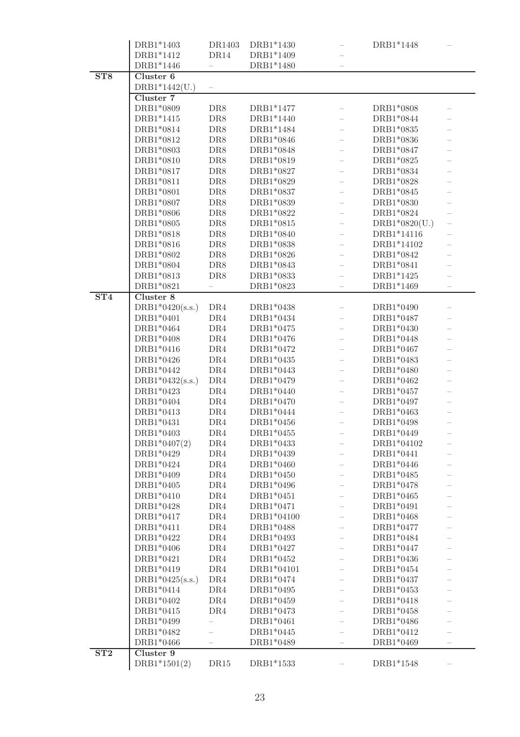| | | | | | | |
|---|---|---|---|---|---|---|
| | DRB1*1403 | DR1403 | DRB1*1430 | – | DRB1*1448 | – |
| | DRB1*1412 | DR14 | DRB1*1409 | – | | |
| | DRB1*1446 | – | DRB1*1480 | – | | |
| **ST8** | **Cluster 6** | | | | | |
| | DRB1*1442(U.) | – | | | | |
| | **Cluster 7** | | | | | |
| | DRB1*0809 | DR8 | DRB1*1477 | – | DRB1*0808 | – |
| | DRB1*1415 | DR8 | DRB1*1440 | – | DRB1*0844 | – |
| | DRB1*0814 | DR8 | DRB1*1484 | – | DRB1*0835 | – |
| | DRB1*0812 | DR8 | DRB1*0846 | – | DRB1*0836 | – |
| | DRB1*0803 | DR8 | DRB1*0848 | – | DRB1*0847 | – |
| | DRB1*0810 | DR8 | DRB1*0819 | – | DRB1*0825 | – |
| | DRB1*0817 | DR8 | DRB1*0827 | – | DRB1*0834 | – |
| | DRB1*0811 | DR8 | DRB1*0829 | – | DRB1*0828 | – |
| | DRB1*0801 | DR8 | DRB1*0837 | – | DRB1*0845 | – |
| | DRB1*0807 | DR8 | DRB1*0839 | – | DRB1*0830 | – |
| | DRB1*0806 | DR8 | DRB1*0822 | – | DRB1*0824 | – |
| | DRB1*0805 | DR8 | DRB1*0815 | – | DRB1*0820(U.) | – |
| | DRB1*0818 | DR8 | DRB1*0840 | – | DRB1*14116 | – |
| | DRB1*0816 | DR8 | DRB1*0838 | – | DRB1*14102 | – |
| | DRB1*0802 | DR8 | DRB1*0826 | – | DRB1*0842 | – |
| | DRB1*0804 | DR8 | DRB1*0843 | – | DRB1*0841 | – |
| | DRB1*0813 | DR8 | DRB1*0833 | – | DRB1*1425 | – |
| | DRB1*0821 | – | DRB1*0823 | – | DRB1*1469 | – |
| **ST4** | **Cluster 8** | | | | | |
| | DRB1*0420(s.s.) | DR4 | DRB1*0438 | – | DRB1*0490 | – |
| | DRB1*0401 | DR4 | DRB1*0434 | – | DRB1*0487 | – |
| | DRB1*0464 | DR4 | DRB1*0475 | – | DRB1*0430 | – |
| | DRB1*0408 | DR4 | DRB1*0476 | – | DRB1*0448 | – |
| | DRB1*0416 | DR4 | DRB1*0472 | – | DRB1*0467 | – |
| | DRB1*0426 | DR4 | DRB1*0435 | – | DRB1*0483 | – |
| | DRB1*0442 | DR4 | DRB1*0443 | – | DRB1*0480 | – |
| | DRB1*0432(s.s.) | DR4 | DRB1*0479 | – | DRB1*0462 | – |
| | DRB1*0423 | DR4 | DRB1*0440 | – | DRB1*0457 | – |
| | DRB1*0404 | DR4 | DRB1*0470 | – | DRB1*0497 | – |
| | DRB1*0413 | DR4 | DRB1*0444 | – | DRB1*0463 | – |
| | DRB1*0431 | DR4 | DRB1*0456 | – | DRB1*0498 | – |
| | DRB1*0403 | DR4 | DRB1*0455 | – | DRB1*0449 | – |
| | DRB1*0407(2) | DR4 | DRB1*0433 | – | DRB1*04102 | – |
| | DRB1*0429 | DR4 | DRB1*0439 | – | DRB1*0441 | – |
| | DRB1*0424 | DR4 | DRB1*0460 | – | DRB1*0446 | – |
| | DRB1*0409 | DR4 | DRB1*0450 | – | DRB1*0485 | – |
| | DRB1*0405 | DR4 | DRB1*0496 | – | DRB1*0478 | – |
| | DRB1*0410 | DR4 | DRB1*0451 | – | DRB1*0465 | – |
| | DRB1*0428 | DR4 | DRB1*0471 | – | DRB1*0491 | – |
| | DRB1*0417 | DR4 | DRB1*04100 | – | DRB1*0468 | – |
| | DRB1*0411 | DR4 | DRB1*0488 | – | DRB1*0477 | – |
| | DRB1*0422 | DR4 | DRB1*0493 | – | DRB1*0484 | – |
| | DRB1*0406 | DR4 | DRB1*0427 | – | DRB1*0447 | – |
| | DRB1*0421 | DR4 | DRB1*0452 | – | DRB1*0436 | – |
| | DRB1*0419 | DR4 | DRB1*04101 | – | DRB1*0454 | – |
| | DRB1*0425(s.s.) | DR4 | DRB1*0474 | – | DRB1*0437 | – |
| | DRB1*0414 | DR4 | DRB1*0495 | – | DRB1*0453 | – |
| | DRB1*0402 | DR4 | DRB1*0459 | – | DRB1*0418 | – |
| | DRB1*0415 | DR4 | DRB1*0473 | – | DRB1*0458 | – |
| | DRB1*0499 | – | DRB1*0461 | – | DRB1*0486 | – |
| | DRB1*0482 | – | DRB1*0445 | – | DRB1*0412 | – |
| | DRB1*0466 | – | DRB1*0489 | – | DRB1*0469 | – |
| **ST2** | **Cluster 9** | | | | | |
| | DRB1*1501(2) | DR15 | DRB1*1533 | – | DRB1*1548 | – |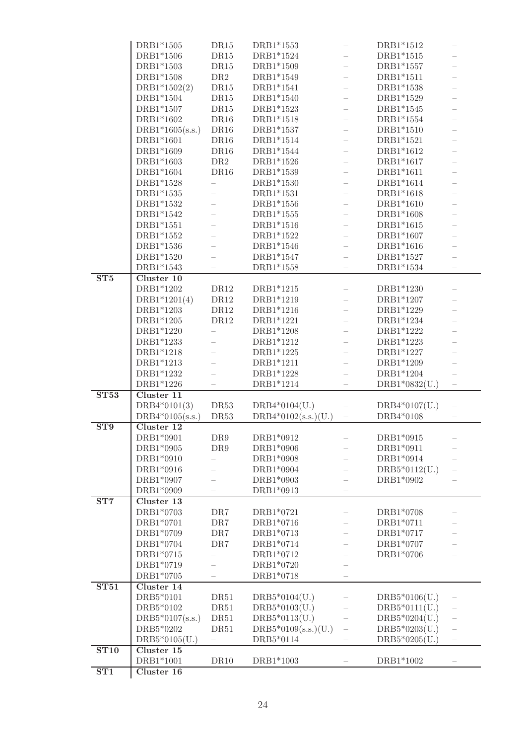| | | | | | | |
|---|---|---|---|---|---|---|
| | DRB1*1505 | DR15 | DRB1*1553 | – | DRB1*1512 | – |
| | DRB1*1506 | DR15 | DRB1*1524 | – | DRB1*1515 | – |
| | DRB1*1503 | DR15 | DRB1*1509 | – | DRB1*1557 | – |
| | DRB1*1508 | DR2 | DRB1*1549 | – | DRB1*1511 | – |
| | DRB1*1502(2) | DR15 | DRB1*1541 | – | DRB1*1538 | – |
| | DRB1*1504 | DR15 | DRB1*1540 | – | DRB1*1529 | – |
| | DRB1*1507 | DR15 | DRB1*1523 | – | DRB1*1545 | – |
| | DRB1*1602 | DR16 | DRB1*1518 | – | DRB1*1554 | – |
| | DRB1*1605(s.s.) | DR16 | DRB1*1537 | – | DRB1*1510 | – |
| | DRB1*1601 | DR16 | DRB1*1514 | – | DRB1*1521 | – |
| | DRB1*1609 | DR16 | DRB1*1544 | – | DRB1*1612 | – |
| | DRB1*1603 | DR2 | DRB1*1526 | – | DRB1*1617 | – |
| | DRB1*1604 | DR16 | DRB1*1539 | – | DRB1*1611 | – |
| | DRB1*1528 | – | DRB1*1530 | – | DRB1*1614 | – |
| | DRB1*1535 | – | DRB1*1531 | – | DRB1*1618 | – |
| | DRB1*1532 | – | DRB1*1556 | – | DRB1*1610 | – |
| | DRB1*1542 | – | DRB1*1555 | – | DRB1*1608 | – |
| | DRB1*1551 | – | DRB1*1516 | – | DRB1*1615 | – |
| | DRB1*1552 | – | DRB1*1522 | – | DRB1*1607 | – |
| | DRB1*1536 | – | DRB1*1546 | – | DRB1*1616 | – |
| | DRB1*1520 | – | DRB1*1547 | – | DRB1*1527 | – |
| | DRB1*1543 | – | DRB1*1558 | – | DRB1*1534 | – |
| **ST5** | **Cluster 10** | | | | | |
| | DRB1*1202 | DR12 | DRB1*1215 | – | DRB1*1230 | – |
| | DRB1*1201(4) | DR12 | DRB1*1219 | – | DRB1*1207 | – |
| | DRB1*1203 | DR12 | DRB1*1216 | – | DRB1*1229 | – |
| | DRB1*1205 | DR12 | DRB1*1221 | – | DRB1*1234 | – |
| | DRB1*1220 | – | DRB1*1208 | – | DRB1*1222 | – |
| | DRB1*1233 | – | DRB1*1212 | – | DRB1*1223 | – |
| | DRB1*1218 | – | DRB1*1225 | – | DRB1*1227 | – |
| | DRB1*1213 | – | DRB1*1211 | – | DRB1*1209 | – |
| | DRB1*1232 | – | DRB1*1228 | – | DRB1*1204 | – |
| | DRB1*1226 | – | DRB1*1214 | – | DRB1*0832(U.) | – |
| **ST53** | **Cluster 11** | | | | | |
| | DRB4*0101(3) | DR53 | DRB4*0104(U.) | – | DRB4*0107(U.) | – |
| | DRB4*0105(s.s.) | DR53 | DRB4*0102(s.s.)(U.) | – | DRB4*0108 | – |
| **ST9** | **Cluster 12** | | | | | |
| | DRB1*0901 | DR9 | DRB1*0912 | – | DRB1*0915 | – |
| | DRB1*0905 | DR9 | DRB1*0906 | – | DRB1*0911 | – |
| | DRB1*0910 | – | DRB1*0908 | – | DRB1*0914 | – |
| | DRB1*0916 | – | DRB1*0904 | – | DRB5*0112(U.) | – |
| | DRB1*0907 | – | DRB1*0903 | – | DRB1*0902 | – |
| | DRB1*0909 | – | DRB1*0913 | – | | |
| **ST7** | **Cluster 13** | | | | | |
| | DRB1*0703 | DR7 | DRB1*0721 | – | DRB1*0708 | – |
| | DRB1*0701 | DR7 | DRB1*0716 | – | DRB1*0711 | – |
| | DRB1*0709 | DR7 | DRB1*0713 | – | DRB1*0717 | – |
| | DRB1*0704 | DR7 | DRB1*0714 | – | DRB1*0707 | – |
| | DRB1*0715 | – | DRB1*0712 | – | DRB1*0706 | – |
| | DRB1*0719 | – | DRB1*0720 | – | | |
| | DRB1*0705 | – | DRB1*0718 | – | | |
| **ST51** | **Cluster 14** | | | | | |
| | DRB5*0101 | DR51 | DRB5*0104(U.) | – | DRB5*0106(U.) | – |
| | DRB5*0102 | DR51 | DRB5*0103(U.) | – | DRB5*0111(U.) | – |
| | DRB5*0107(s.s.) | DR51 | DRB5*0113(U.) | – | DRB5*0204(U.) | – |
| | DRB5*0202 | DR51 | DRB5*0109(s.s.)(U.) | – | DRB5*0203(U.) | – |
| | DRB5*0105(U.) | – | DRB5*0114 | – | DRB5*0205(U.) | – |
| **ST10** | **Cluster 15** | | | | | |
| | DRB1*1001 | DR10 | DRB1*1003 | – | DRB1*1002 | – |
| **ST1** | **Cluster 16** | | | | | |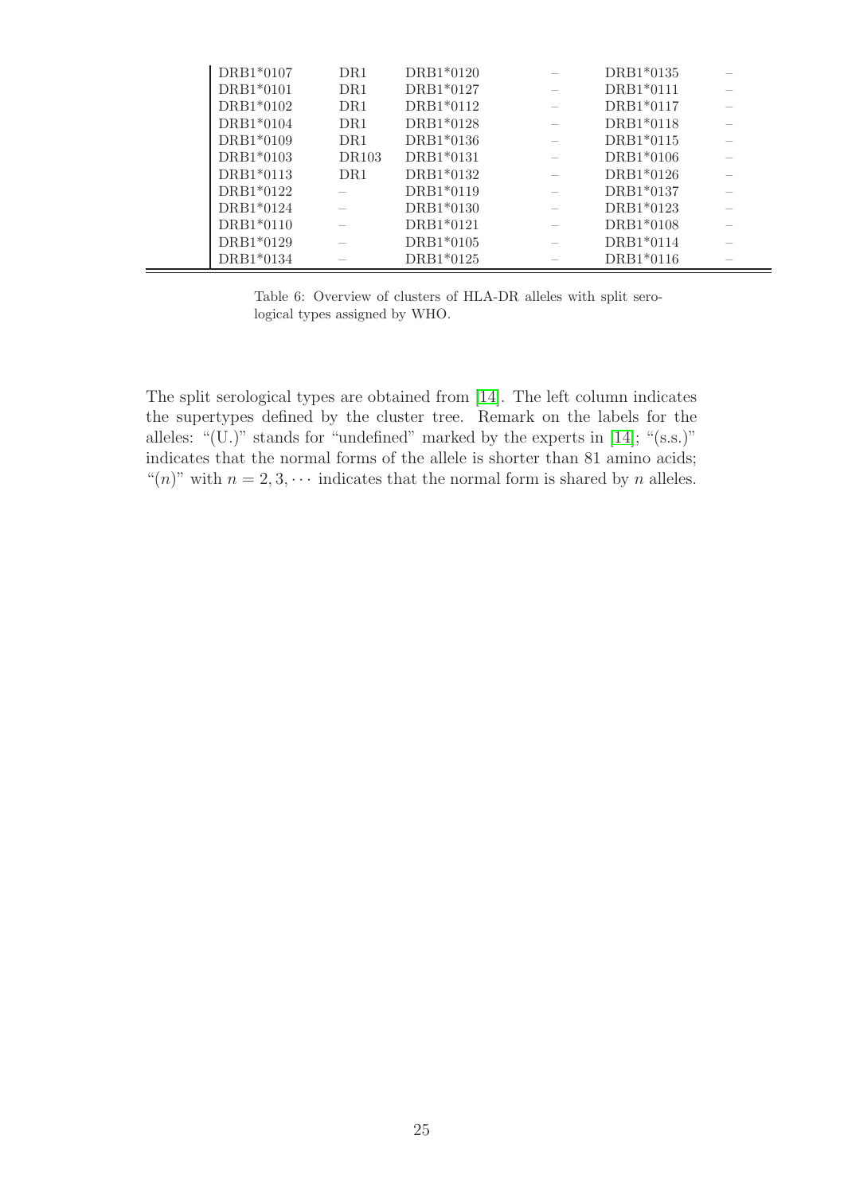| | | | | | |
|---|---|---|---|---|---|
| DRB1*0107 | DR1 | DRB1*0120 | – | DRB1*0135 | – |
| DRB1*0101 | DR1 | DRB1*0127 | – | DRB1*0111 | – |
| DRB1*0102 | DR1 | DRB1*0112 | – | DRB1*0117 | – |
| DRB1*0104 | DR1 | DRB1*0128 | – | DRB1*0118 | – |
| DRB1*0109 | DR1 | DRB1*0136 | – | DRB1*0115 | – |
| DRB1*0103 | DR103 | DRB1*0131 | – | DRB1*0106 | – |
| DRB1*0113 | DR1 | DRB1*0132 | – | DRB1*0126 | – |
| DRB1*0122 | – | DRB1*0119 | – | DRB1*0137 | – |
| DRB1*0124 | – | DRB1*0130 | – | DRB1*0123 | – |
| DRB1*0110 | – | DRB1*0121 | – | DRB1*0108 | – |
| DRB1*0129 | – | DRB1*0105 | – | DRB1*0114 | – |
| DRB1*0134 | – | DRB1*0125 | – | DRB1*0116 | – |

Table 6: Overview of clusters of HLA-DR alleles with split serological types assigned by WHO.

The split serological types are obtained from [14]. The left column indicates the supertypes defined by the cluster tree. Remark on the labels for the alleles: "(U.)" stands for "undefined" marked by the experts in [14]; "(s.s.)" indicates that the normal forms of the allele is shorter than 81 amino acids; "$(n)$" with $n = 2, 3, \cdots$ indicates that the normal form is shared by $n$ alleles.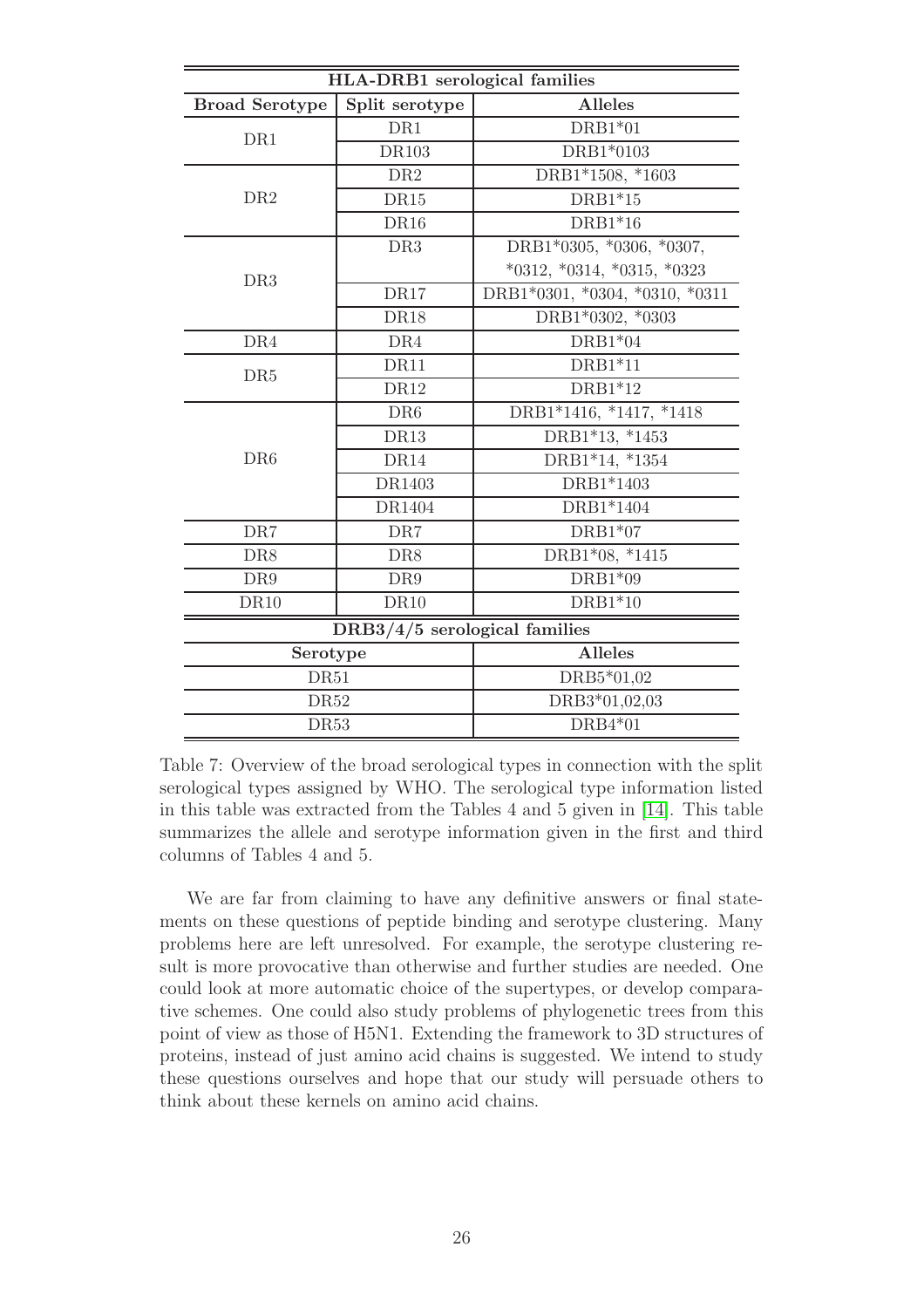| HLA-DRB1 serological families | | |
|---|---|---|
| **Broad Serotype** | **Split serotype** | **Alleles** |
| DR1 | DR1 | DRB1*01 |
| | DR103 | DRB1*0103 |
| DR2 | DR2 | DRB1*1508, *1603 |
| | DR15 | DRB1*15 |
| | DR16 | DRB1*16 |
| DR3 | DR3 | DRB1*0305, *0306, *0307, *0312, *0314, *0315, *0323 |
| | DR17 | DRB1*0301, *0304, *0310, *0311 |
| | DR18 | DRB1*0302, *0303 |
| DR4 | DR4 | DRB1*04 |
| DR5 | DR11 | DRB1*11 |
| | DR12 | DRB1*12 |
| DR6 | DR6 | DRB1*1416, *1417, *1418 |
| | DR13 | DRB1*13, *1453 |
| | DR14 | DRB1*14, *1354 |
| | DR1403 | DRB1*1403 |
| | DR1404 | DRB1*1404 |
| DR7 | DR7 | DRB1*07 |
| DR8 | DR8 | DRB1*08, *1415 |
| DR9 | DR9 | DRB1*09 |
| DR10 | DR10 | DRB1*10 |

| DRB3/4/5 serological families | |
|---|---|
| **Serotype** | **Alleles** |
| DR51 | DRB5*01,02 |
| DR52 | DRB3*01,02,03 |
| DR53 | DRB4*01 |

Table 7: Overview of the broad serological types in connection with the split serological types assigned by WHO. The serological type information listed in this table was extracted from the Tables 4 and 5 given in [14]. This table summarizes the allele and serotype information given in the first and third columns of Tables 4 and 5.

We are far from claiming to have any definitive answers or final statements on these questions of peptide binding and serotype clustering. Many problems here are left unresolved. For example, the serotype clustering result is more provocative than otherwise and further studies are needed. One could look at more automatic choice of the supertypes, or develop comparative schemes. One could also study problems of phylogenetic trees from this point of view as those of H5N1. Extending the framework to 3D structures of proteins, instead of just amino acid chains is suggested. We intend to study these questions ourselves and hope that our study will persuade others to think about these kernels on amino acid chains.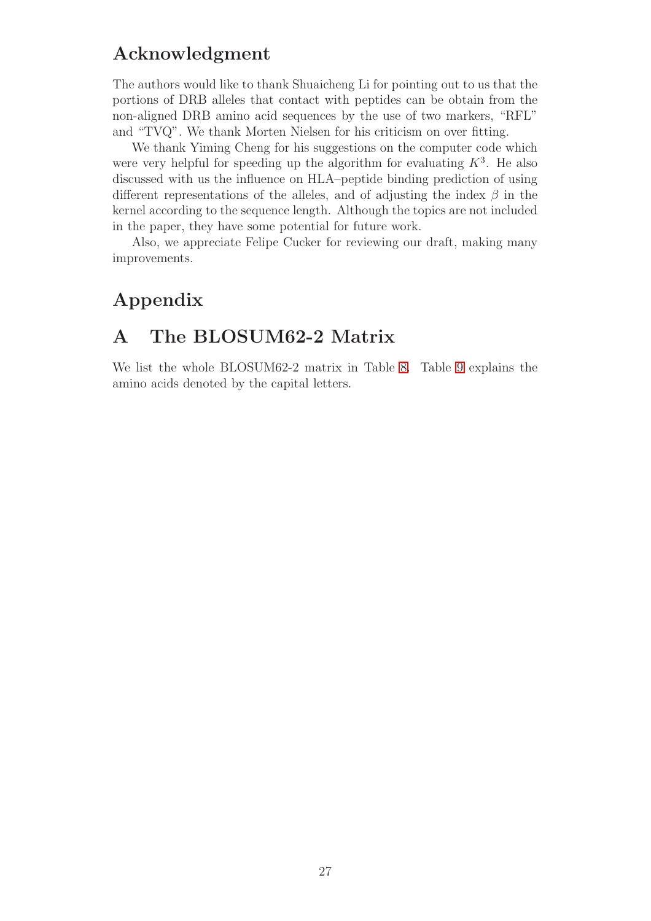# Acknowledgment

The authors would like to thank Shuaicheng Li for pointing out to us that the portions of DRB alleles that contact with peptides can be obtain from the non-aligned DRB amino acid sequences by the use of two markers, "RFL" and "TVQ". We thank Morten Nielsen for his criticism on over fitting.

We thank Yiming Cheng for his suggestions on the computer code which were very helpful for speeding up the algorithm for evaluating $K^3$. He also discussed with us the influence on HLA–peptide binding prediction of using different representations of the alleles, and of adjusting the index $\beta$ in the kernel according to the sequence length. Although the topics are not included in the paper, they have some potential for future work.

Also, we appreciate Felipe Cucker for reviewing our draft, making many improvements.

# Appendix

## A The BLOSUM62-2 Matrix

We list the whole BLOSUM62-2 matrix in Table 8. Table 9 explains the amino acids denoted by the capital letters.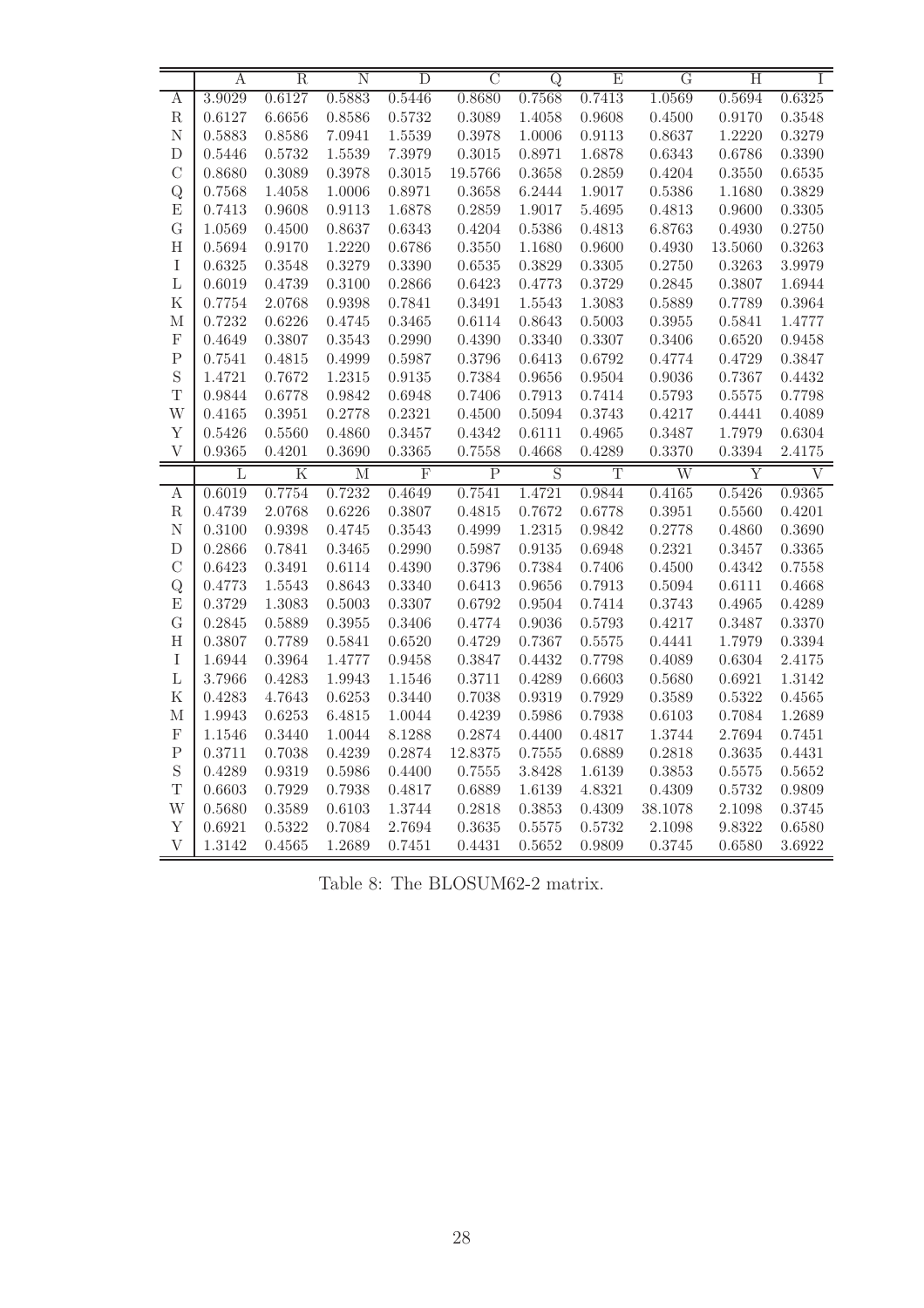|   | A | R | N | D | C | Q | E | G | H | I |
|---|---|---|---|---|---|---|---|---|---|---|
| A | 3.9029 | 0.6127 | 0.5883 | 0.5446 | 0.8680 | 0.7568 | 0.7413 | 1.0569 | 0.5694 | 0.6325 |
| R | 0.6127 | 6.6656 | 0.8586 | 0.5732 | 0.3089 | 1.4058 | 0.9608 | 0.4500 | 0.9170 | 0.3548 |
| N | 0.5883 | 0.8586 | 7.0941 | 1.5539 | 0.3978 | 1.0006 | 0.9113 | 0.8637 | 1.2220 | 0.3279 |
| D | 0.5446 | 0.5732 | 1.5539 | 7.3979 | 0.3015 | 0.8971 | 1.6878 | 0.6343 | 0.6786 | 0.3390 |
| C | 0.8680 | 0.3089 | 0.3978 | 0.3015 | 19.5766 | 0.3658 | 0.2859 | 0.4204 | 0.3550 | 0.6535 |
| Q | 0.7568 | 1.4058 | 1.0006 | 0.8971 | 0.3658 | 6.2444 | 1.9017 | 0.5386 | 1.1680 | 0.3829 |
| E | 0.7413 | 0.9608 | 0.9113 | 1.6878 | 0.2859 | 1.9017 | 5.4695 | 0.4813 | 0.9600 | 0.3305 |
| G | 1.0569 | 0.4500 | 0.8637 | 0.6343 | 0.4204 | 0.5386 | 0.4813 | 6.8763 | 0.4930 | 0.2750 |
| H | 0.5694 | 0.9170 | 1.2220 | 0.6786 | 0.3550 | 1.1680 | 0.9600 | 0.4930 | 13.5060 | 0.3263 |
| I | 0.6325 | 0.3548 | 0.3279 | 0.3390 | 0.6535 | 0.3829 | 0.3305 | 0.2750 | 0.3263 | 3.9979 |
| L | 0.6019 | 0.4739 | 0.3100 | 0.2866 | 0.6423 | 0.4773 | 0.3729 | 0.2845 | 0.3807 | 1.6944 |
| K | 0.7754 | 2.0768 | 0.9398 | 0.7841 | 0.3491 | 1.5543 | 1.3083 | 0.5889 | 0.7789 | 0.3964 |
| M | 0.7232 | 0.6226 | 0.4745 | 0.3465 | 0.6114 | 0.8643 | 0.5003 | 0.3955 | 0.5841 | 1.4777 |
| F | 0.4649 | 0.3807 | 0.3543 | 0.2990 | 0.4390 | 0.3340 | 0.3307 | 0.3406 | 0.6520 | 0.9458 |
| P | 0.7541 | 0.4815 | 0.4999 | 0.5987 | 0.3796 | 0.6413 | 0.6792 | 0.4774 | 0.4729 | 0.3847 |
| S | 1.4721 | 0.7672 | 1.2315 | 0.9135 | 0.7384 | 0.9656 | 0.9504 | 0.9036 | 0.7367 | 0.4432 |
| T | 0.9844 | 0.6778 | 0.9842 | 0.6948 | 0.7406 | 0.7913 | 0.7414 | 0.5793 | 0.5575 | 0.7798 |
| W | 0.4165 | 0.3951 | 0.2778 | 0.2321 | 0.4500 | 0.5094 | 0.3743 | 0.4217 | 0.4441 | 0.4089 |
| Y | 0.5426 | 0.5560 | 0.4860 | 0.3457 | 0.4342 | 0.6111 | 0.4965 | 0.3487 | 1.7979 | 0.6304 |
| V | 0.9365 | 0.4201 | 0.3690 | 0.3365 | 0.7558 | 0.4668 | 0.4289 | 0.3370 | 0.3394 | 2.4175 |
|   | **L** | **K** | **M** | **F** | **P** | **S** | **T** | **W** | **Y** | **V** |
| A | 0.6019 | 0.7754 | 0.7232 | 0.4649 | 0.7541 | 1.4721 | 0.9844 | 0.4165 | 0.5426 | 0.9365 |
| R | 0.4739 | 2.0768 | 0.6226 | 0.3807 | 0.4815 | 0.7672 | 0.6778 | 0.3951 | 0.5560 | 0.4201 |
| N | 0.3100 | 0.9398 | 0.4745 | 0.3543 | 0.4999 | 1.2315 | 0.9842 | 0.2778 | 0.4860 | 0.3690 |
| D | 0.2866 | 0.7841 | 0.3465 | 0.2990 | 0.5987 | 0.9135 | 0.6948 | 0.2321 | 0.3457 | 0.3365 |
| C | 0.6423 | 0.3491 | 0.6114 | 0.4390 | 0.3796 | 0.7384 | 0.7406 | 0.4500 | 0.4342 | 0.7558 |
| Q | 0.4773 | 1.5543 | 0.8643 | 0.3340 | 0.6413 | 0.9656 | 0.7913 | 0.5094 | 0.6111 | 0.4668 |
| E | 0.3729 | 1.3083 | 0.5003 | 0.3307 | 0.6792 | 0.9504 | 0.7414 | 0.3743 | 0.4965 | 0.4289 |
| G | 0.2845 | 0.5889 | 0.3955 | 0.3406 | 0.4774 | 0.9036 | 0.5793 | 0.4217 | 0.3487 | 0.3370 |
| H | 0.3807 | 0.7789 | 0.5841 | 0.6520 | 0.4729 | 0.7367 | 0.5575 | 0.4441 | 1.7979 | 0.3394 |
| I | 1.6944 | 0.3964 | 1.4777 | 0.9458 | 0.3847 | 0.4432 | 0.7798 | 0.4089 | 0.6304 | 2.4175 |
| L | 3.7966 | 0.4283 | 1.9943 | 1.1546 | 0.3711 | 0.4289 | 0.6603 | 0.5680 | 0.6921 | 1.3142 |
| K | 0.4283 | 4.7643 | 0.6253 | 0.3440 | 0.7038 | 0.9319 | 0.7929 | 0.3589 | 0.5322 | 0.4565 |
| M | 1.9943 | 0.6253 | 6.4815 | 1.0044 | 0.4239 | 0.5986 | 0.7938 | 0.6103 | 0.7084 | 1.2689 |
| F | 1.1546 | 0.3440 | 1.0044 | 8.1288 | 0.2874 | 0.4400 | 0.4817 | 1.3744 | 2.7694 | 0.7451 |
| P | 0.3711 | 0.7038 | 0.4239 | 0.2874 | 12.8375 | 0.7555 | 0.6889 | 0.2818 | 0.3635 | 0.4431 |
| S | 0.4289 | 0.9319 | 0.5986 | 0.4400 | 0.7555 | 3.8428 | 1.6139 | 0.3853 | 0.5575 | 0.5652 |
| T | 0.6603 | 0.7929 | 0.7938 | 0.4817 | 0.6889 | 1.6139 | 4.8321 | 0.4309 | 0.5732 | 0.9809 |
| W | 0.5680 | 0.3589 | 0.6103 | 1.3744 | 0.2818 | 0.3853 | 0.4309 | 38.1078 | 2.1098 | 0.3745 |
| Y | 0.6921 | 0.5322 | 0.7084 | 2.7694 | 0.3635 | 0.5575 | 0.5732 | 2.1098 | 9.8322 | 0.6580 |
| V | 1.3142 | 0.4565 | 1.2689 | 0.7451 | 0.4431 | 0.5652 | 0.9809 | 0.3745 | 0.6580 | 3.6922 |

Table 8: The BLOSUM62-2 matrix.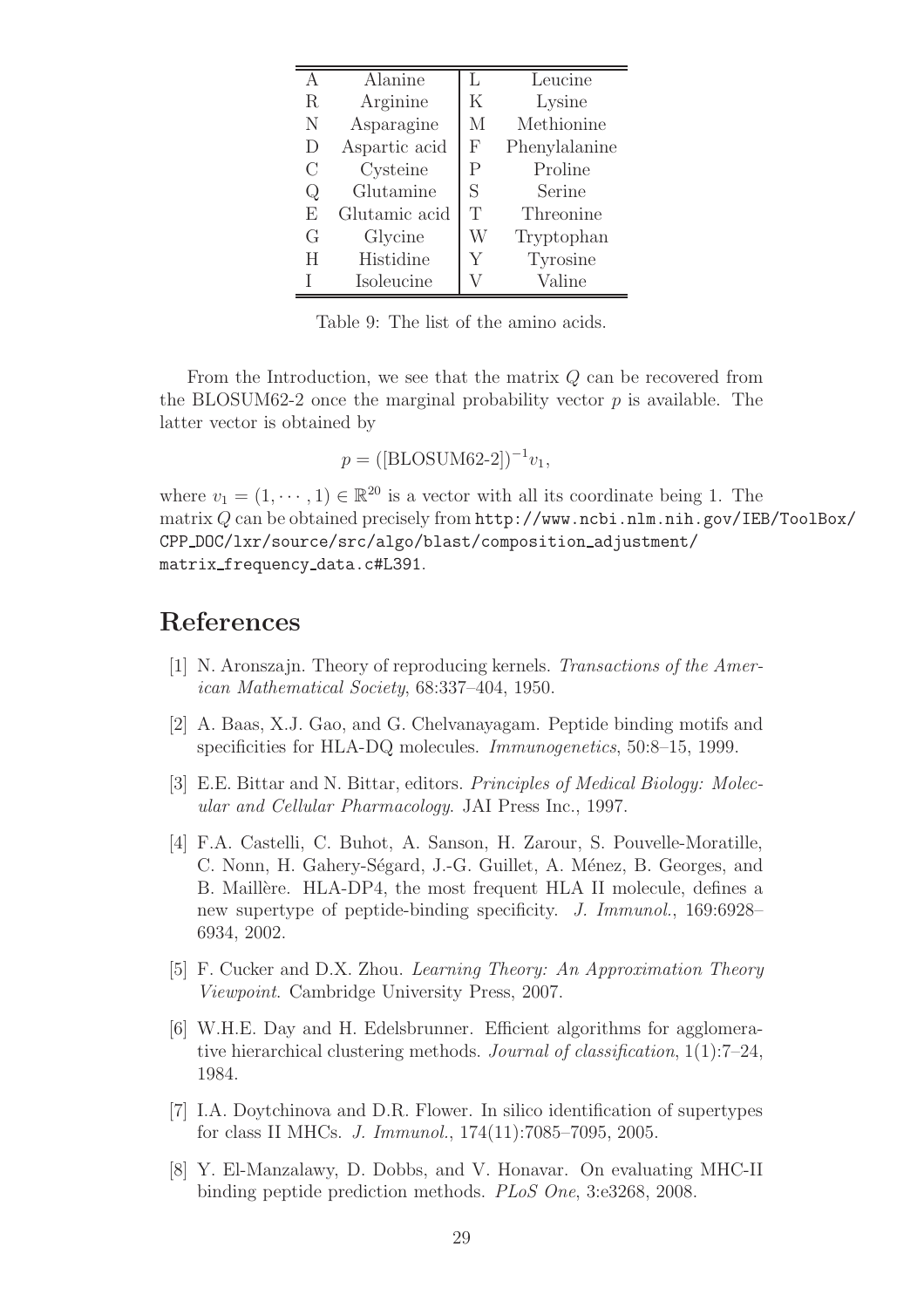| | | | |
|---|---|---|---|
| A | Alanine | L | Leucine |
| R | Arginine | K | Lysine |
| N | Asparagine | M | Methionine |
| D | Aspartic acid | F | Phenylalanine |
| C | Cysteine | P | Proline |
| Q | Glutamine | S | Serine |
| E | Glutamic acid | T | Threonine |
| G | Glycine | W | Tryptophan |
| H | Histidine | Y | Tyrosine |
| I | Isoleucine | V | Valine |

Table 9: The list of the amino acids.

From the Introduction, we see that the matrix $Q$ can be recovered from the BLOSUM62-2 once the marginal probability vector $p$ is available. The latter vector is obtained by

$$p = ([\text{BLOSUM62-2}])^{-1} v_1,$$

where $v_1 = (1, \cdots, 1) \in \mathbb{R}^{20}$ is a vector with all its coordinate being 1. The matrix $Q$ can be obtained precisely from http://www.ncbi.nlm.nih.gov/IEB/ToolBox/CPP_DOC/lxr/source/src/algo/blast/composition_adjustment/matrix_frequency_data.c#L391.

# References

[1] N. Aronszajn. Theory of reproducing kernels. *Transactions of the American Mathematical Society*, 68:337–404, 1950.

[2] A. Baas, X.J. Gao, and G. Chelvanayagam. Peptide binding motifs and specificities for HLA-DQ molecules. *Immunogenetics*, 50:8–15, 1999.

[3] E.E. Bittar and N. Bittar, editors. *Principles of Medical Biology: Molecular and Cellular Pharmacology*. JAI Press Inc., 1997.

[4] F.A. Castelli, C. Buhot, A. Sanson, H. Zarour, S. Pouvelle-Moratille, C. Nonn, H. Gahery-Ségard, J.-G. Guillet, A. Ménez, B. Georges, and B. Maillère. HLA-DP4, the most frequent HLA II molecule, defines a new supertype of peptide-binding specificity. *J. Immunol.*, 169:6928–6934, 2002.

[5] F. Cucker and D.X. Zhou. *Learning Theory: An Approximation Theory Viewpoint*. Cambridge University Press, 2007.

[6] W.H.E. Day and H. Edelsbrunner. Efficient algorithms for agglomerative hierarchical clustering methods. *Journal of classification*, 1(1):7–24, 1984.

[7] I.A. Doytchinova and D.R. Flower. In silico identification of supertypes for class II MHCs. *J. Immunol.*, 174(11):7085–7095, 2005.

[8] Y. El-Manzalawy, D. Dobbs, and V. Honavar. On evaluating MHC-II binding peptide prediction methods. *PLoS One*, 3:e3268, 2008.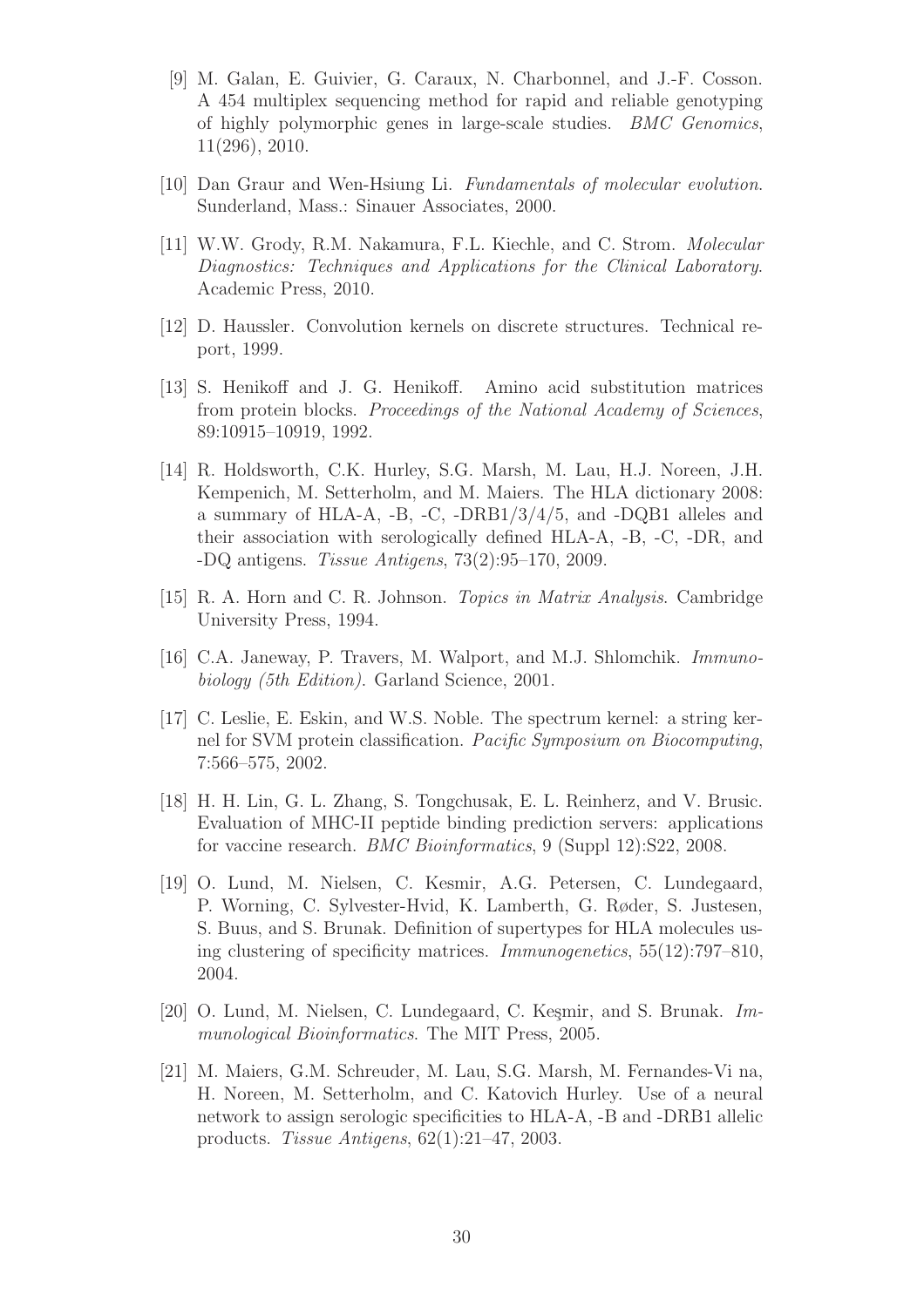[9] M. Galan, E. Guivier, G. Caraux, N. Charbonnel, and J.-F. Cosson. A 454 multiplex sequencing method for rapid and reliable genotyping of highly polymorphic genes in large-scale studies. *BMC Genomics*, 11(296), 2010.

[10] Dan Graur and Wen-Hsiung Li. *Fundamentals of molecular evolution*. Sunderland, Mass.: Sinauer Associates, 2000.

[11] W.W. Grody, R.M. Nakamura, F.L. Kiechle, and C. Strom. *Molecular Diagnostics: Techniques and Applications for the Clinical Laboratory*. Academic Press, 2010.

[12] D. Haussler. Convolution kernels on discrete structures. Technical report, 1999.

[13] S. Henikoff and J. G. Henikoff. Amino acid substitution matrices from protein blocks. *Proceedings of the National Academy of Sciences*, 89:10915–10919, 1992.

[14] R. Holdsworth, C.K. Hurley, S.G. Marsh, M. Lau, H.J. Noreen, J.H. Kempenich, M. Setterholm, and M. Maiers. The HLA dictionary 2008: a summary of HLA-A, -B, -C, -DRB1/3/4/5, and -DQB1 alleles and their association with serologically defined HLA-A, -B, -C, -DR, and -DQ antigens. *Tissue Antigens*, 73(2):95–170, 2009.

[15] R. A. Horn and C. R. Johnson. *Topics in Matrix Analysis*. Cambridge University Press, 1994.

[16] C.A. Janeway, P. Travers, M. Walport, and M.J. Shlomchik. *Immunobiology (5th Edition)*. Garland Science, 2001.

[17] C. Leslie, E. Eskin, and W.S. Noble. The spectrum kernel: a string kernel for SVM protein classification. *Pacific Symposium on Biocomputing*, 7:566–575, 2002.

[18] H. H. Lin, G. L. Zhang, S. Tongchusak, E. L. Reinherz, and V. Brusic. Evaluation of MHC-II peptide binding prediction servers: applications for vaccine research. *BMC Bioinformatics*, 9 (Suppl 12):S22, 2008.

[19] O. Lund, M. Nielsen, C. Kesmir, A.G. Petersen, C. Lundegaard, P. Worning, C. Sylvester-Hvid, K. Lamberth, G. Røder, S. Justesen, S. Buus, and S. Brunak. Definition of supertypes for HLA molecules using clustering of specificity matrices. *Immunogenetics*, 55(12):797–810, 2004.

[20] O. Lund, M. Nielsen, C. Lundegaard, C. Keşmir, and S. Brunak. *Immunological Bioinformatics*. The MIT Press, 2005.

[21] M. Maiers, G.M. Schreuder, M. Lau, S.G. Marsh, M. Fernandes-Vi na, H. Noreen, M. Setterholm, and C. Katovich Hurley. Use of a neural network to assign serologic specificities to HLA-A, -B and -DRB1 allelic products. *Tissue Antigens*, 62(1):21–47, 2003.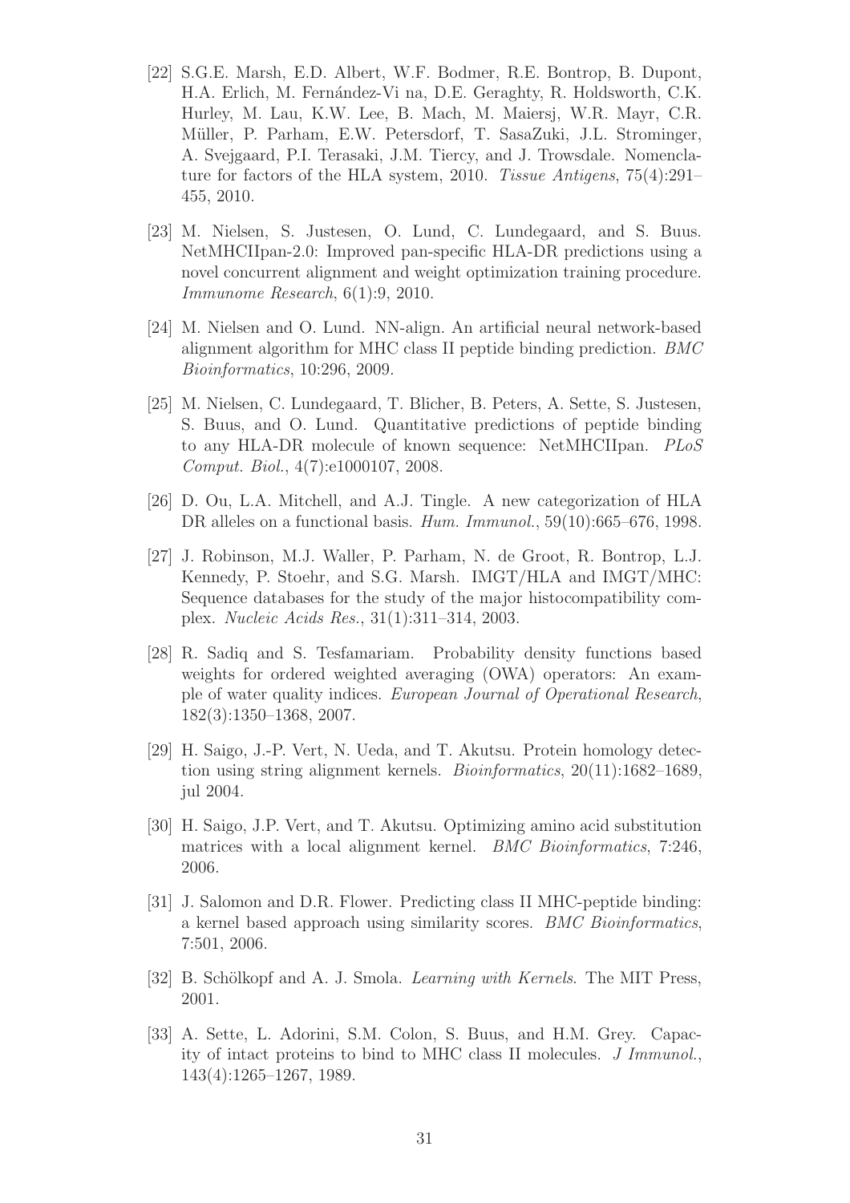[22] S.G.E. Marsh, E.D. Albert, W.F. Bodmer, R.E. Bontrop, B. Dupont, H.A. Erlich, M. Fernández-Vi na, D.E. Geraghty, R. Holdsworth, C.K. Hurley, M. Lau, K.W. Lee, B. Mach, M. Maiersj, W.R. Mayr, C.R. Müller, P. Parham, E.W. Petersdorf, T. SasaZuki, J.L. Strominger, A. Svejgaard, P.I. Terasaki, J.M. Tiercy, and J. Trowsdale. Nomenclature for factors of the HLA system, 2010. *Tissue Antigens*, 75(4):291–455, 2010.

[23] M. Nielsen, S. Justesen, O. Lund, C. Lundegaard, and S. Buus. NetMHCIIpan-2.0: Improved pan-specific HLA-DR predictions using a novel concurrent alignment and weight optimization training procedure. *Immunome Research*, 6(1):9, 2010.

[24] M. Nielsen and O. Lund. NN-align. An artificial neural network-based alignment algorithm for MHC class II peptide binding prediction. *BMC Bioinformatics*, 10:296, 2009.

[25] M. Nielsen, C. Lundegaard, T. Blicher, B. Peters, A. Sette, S. Justesen, S. Buus, and O. Lund. Quantitative predictions of peptide binding to any HLA-DR molecule of known sequence: NetMHCIIpan. *PLoS Comput. Biol.*, 4(7):e1000107, 2008.

[26] D. Ou, L.A. Mitchell, and A.J. Tingle. A new categorization of HLA DR alleles on a functional basis. *Hum. Immunol.*, 59(10):665–676, 1998.

[27] J. Robinson, M.J. Waller, P. Parham, N. de Groot, R. Bontrop, L.J. Kennedy, P. Stoehr, and S.G. Marsh. IMGT/HLA and IMGT/MHC: Sequence databases for the study of the major histocompatibility complex. *Nucleic Acids Res.*, 31(1):311–314, 2003.

[28] R. Sadiq and S. Tesfamariam. Probability density functions based weights for ordered weighted averaging (OWA) operators: An example of water quality indices. *European Journal of Operational Research*, 182(3):1350–1368, 2007.

[29] H. Saigo, J.-P. Vert, N. Ueda, and T. Akutsu. Protein homology detection using string alignment kernels. *Bioinformatics*, 20(11):1682–1689, jul 2004.

[30] H. Saigo, J.P. Vert, and T. Akutsu. Optimizing amino acid substitution matrices with a local alignment kernel. *BMC Bioinformatics*, 7:246, 2006.

[31] J. Salomon and D.R. Flower. Predicting class II MHC-peptide binding: a kernel based approach using similarity scores. *BMC Bioinformatics*, 7:501, 2006.

[32] B. Schölkopf and A. J. Smola. *Learning with Kernels*. The MIT Press, 2001.

[33] A. Sette, L. Adorini, S.M. Colon, S. Buus, and H.M. Grey. Capacity of intact proteins to bind to MHC class II molecules. *J Immunol.*, 143(4):1265–1267, 1989.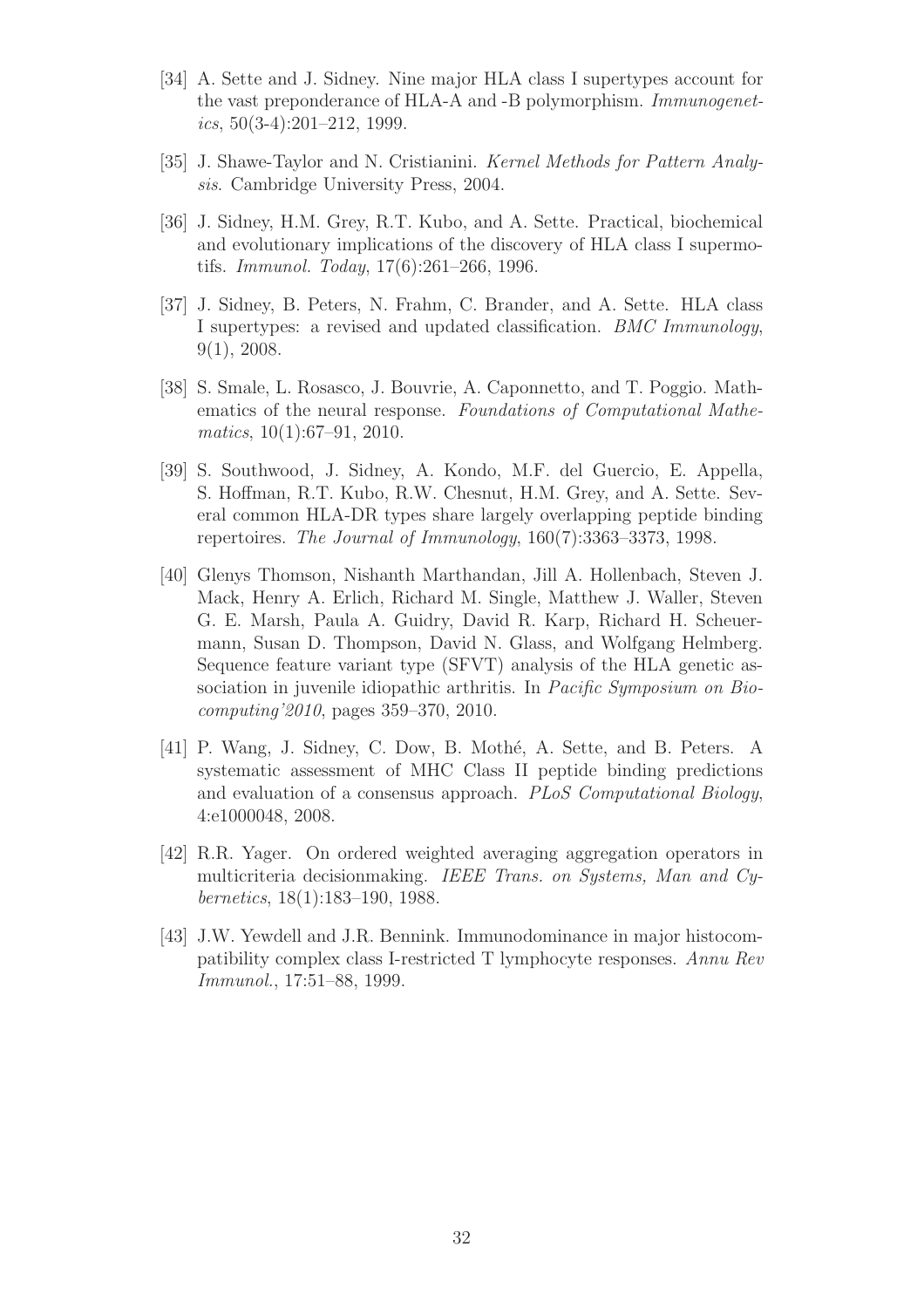[34] A. Sette and J. Sidney. Nine major HLA class I supertypes account for the vast preponderance of HLA-A and -B polymorphism. *Immunogenetics*, 50(3-4):201–212, 1999.

[35] J. Shawe-Taylor and N. Cristianini. *Kernel Methods for Pattern Analysis*. Cambridge University Press, 2004.

[36] J. Sidney, H.M. Grey, R.T. Kubo, and A. Sette. Practical, biochemical and evolutionary implications of the discovery of HLA class I supermotifs. *Immunol. Today*, 17(6):261–266, 1996.

[37] J. Sidney, B. Peters, N. Frahm, C. Brander, and A. Sette. HLA class I supertypes: a revised and updated classification. *BMC Immunology*, 9(1), 2008.

[38] S. Smale, L. Rosasco, J. Bouvrie, A. Caponnetto, and T. Poggio. Mathematics of the neural response. *Foundations of Computational Mathematics*, 10(1):67–91, 2010.

[39] S. Southwood, J. Sidney, A. Kondo, M.F. del Guercio, E. Appella, S. Hoffman, R.T. Kubo, R.W. Chesnut, H.M. Grey, and A. Sette. Several common HLA-DR types share largely overlapping peptide binding repertoires. *The Journal of Immunology*, 160(7):3363–3373, 1998.

[40] Glenys Thomson, Nishanth Marthandan, Jill A. Hollenbach, Steven J. Mack, Henry A. Erlich, Richard M. Single, Matthew J. Waller, Steven G. E. Marsh, Paula A. Guidry, David R. Karp, Richard H. Scheuermann, Susan D. Thompson, David N. Glass, and Wolfgang Helmberg. Sequence feature variant type (SFVT) analysis of the HLA genetic association in juvenile idiopathic arthritis. In *Pacific Symposium on Biocomputing'2010*, pages 359–370, 2010.

[41] P. Wang, J. Sidney, C. Dow, B. Mothé, A. Sette, and B. Peters. A systematic assessment of MHC Class II peptide binding predictions and evaluation of a consensus approach. *PLoS Computational Biology*, 4:e1000048, 2008.

[42] R.R. Yager. On ordered weighted averaging aggregation operators in multicriteria decisionmaking. *IEEE Trans. on Systems, Man and Cybernetics*, 18(1):183–190, 1988.

[43] J.W. Yewdell and J.R. Bennink. Immunodominance in major histocompatibility complex class I-restricted T lymphocyte responses. *Annu Rev Immunol.*, 17:51–88, 1999.